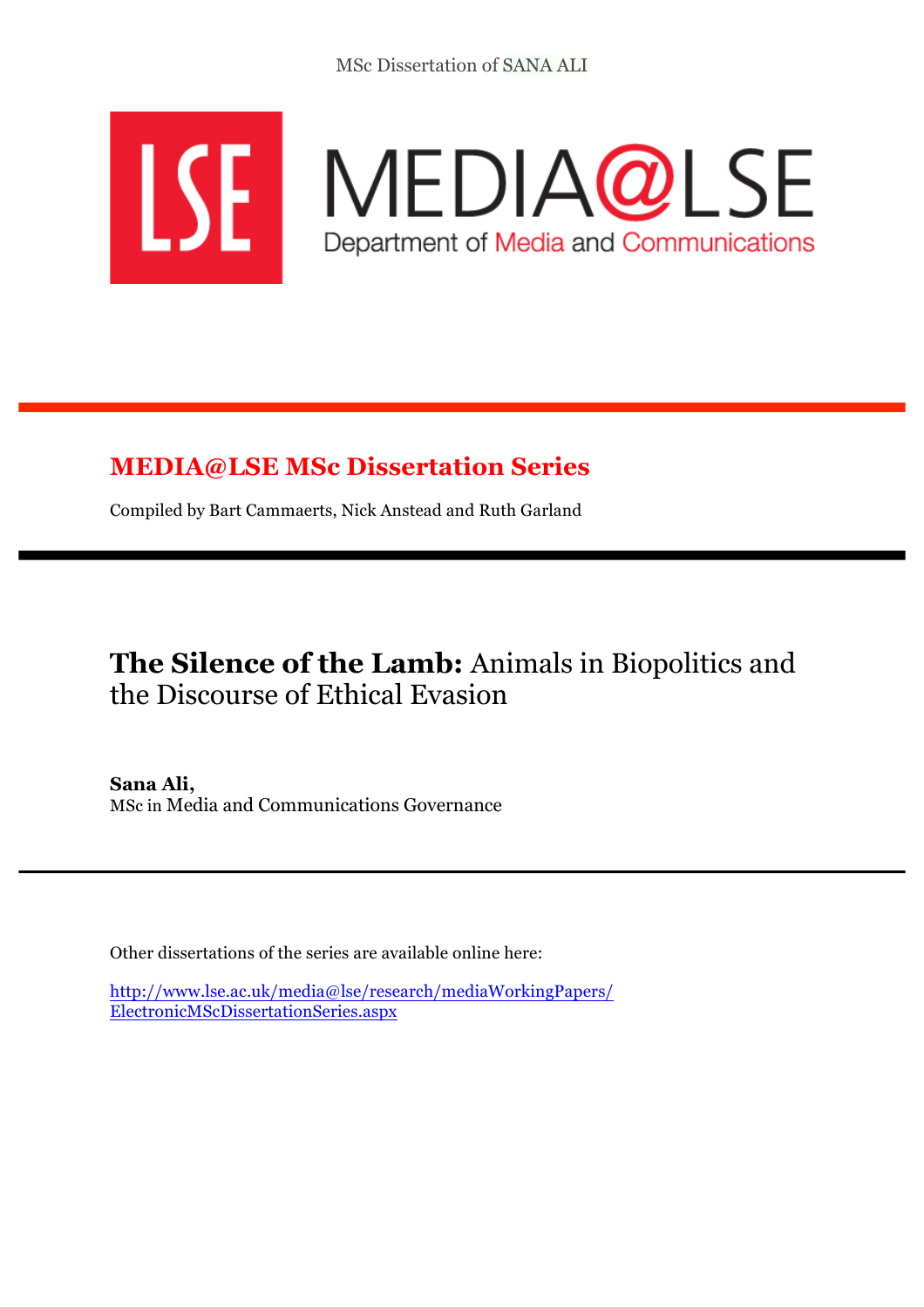MSc Dissertation of SANA ALI

MEDIA@LSE

Department of Media and Communications

## MEDIA@LSE MSc Dissertation Series

Compiled by Bart Cammaerts, Nick Anstead and Ruth Garland

# **The Silence of the Lamb:** Animals in Biopolitics and the Discourse of Ethical Evasion

**Sana Ali,**
MSc in Media and Communications Governance

Other dissertations of the series are available online here:

[http://www.lse.ac.uk/media@lse/research/mediaWorkingPapers/ElectronicMScDissertationSeries.aspx](http://www.lse.ac.uk/media@lse/research/mediaWorkingPapers/ElectronicMScDissertationSeries.aspx)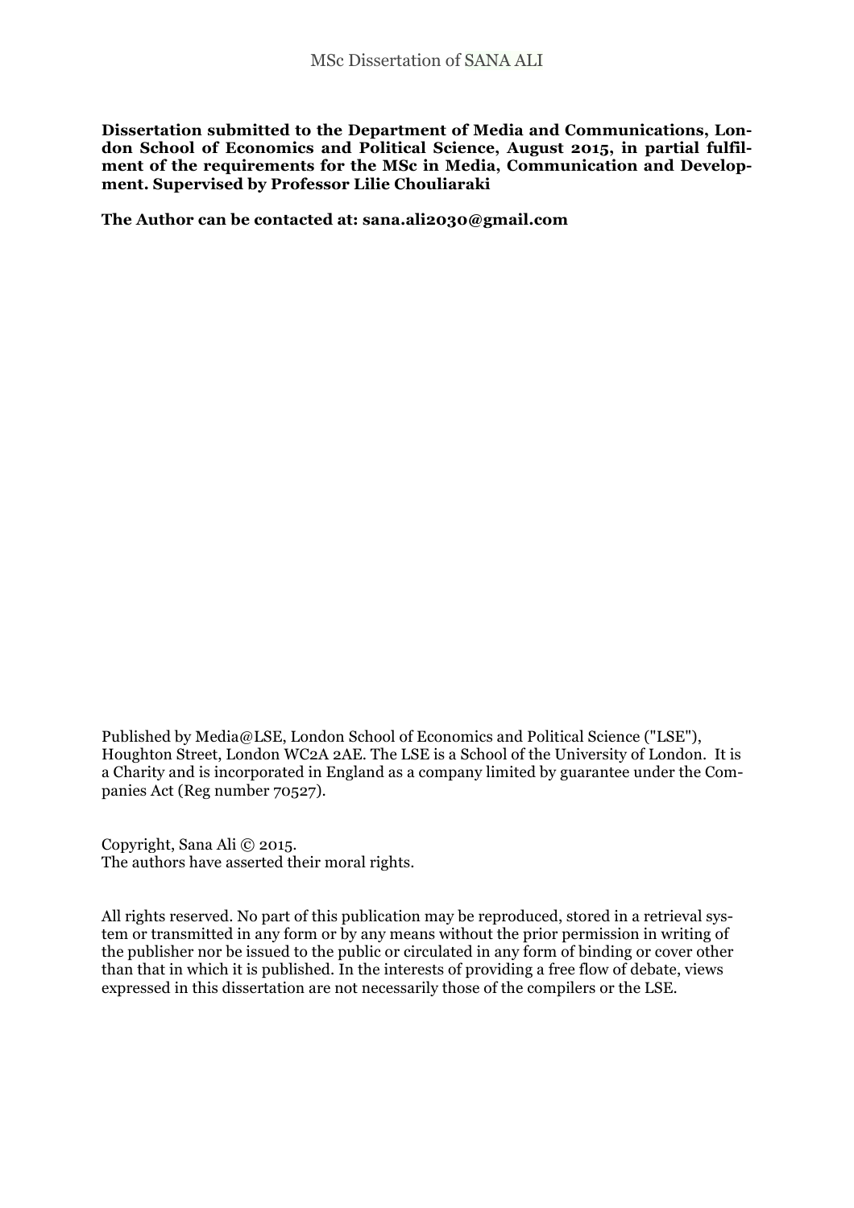**Dissertation submitted to the Department of Media and Communications, London School of Economics and Political Science, August 2015, in partial fulfilment of the requirements for the MSc in Media, Communication and Development. Supervised by Professor Lilie Chouliaraki**

**The Author can be contacted at: sana.ali2030@gmail.com**

Published by Media@LSE, London School of Economics and Political Science ("LSE"), Houghton Street, London WC2A 2AE. The LSE is a School of the University of London. It is a Charity and is incorporated in England as a company limited by guarantee under the Companies Act (Reg number 70527).

Copyright, Sana Ali © 2015.
The authors have asserted their moral rights.

All rights reserved. No part of this publication may be reproduced, stored in a retrieval system or transmitted in any form or by any means without the prior permission in writing of the publisher nor be issued to the public or circulated in any form of binding or cover other than that in which it is published. In the interests of providing a free flow of debate, views expressed in this dissertation are not necessarily those of the compilers or the LSE.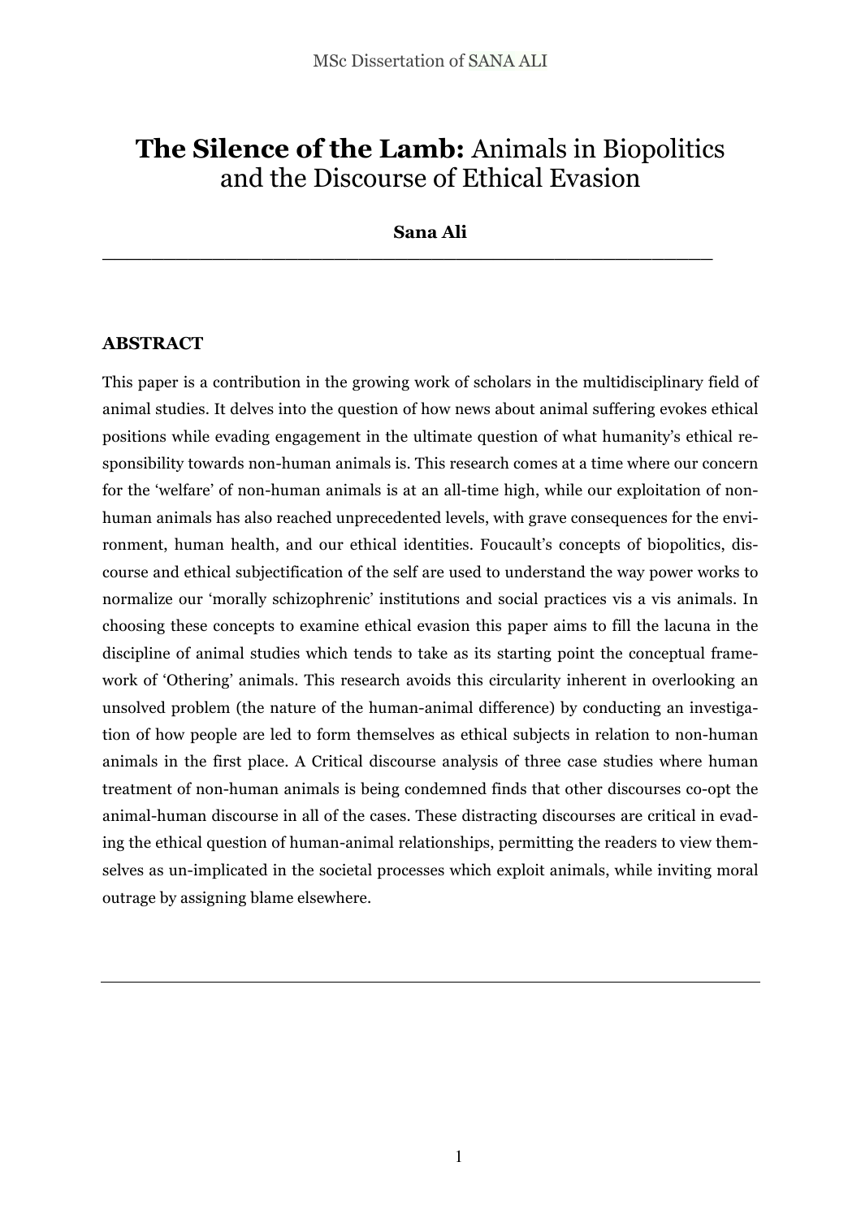# **The Silence of the Lamb:** Animals in Biopolitics and the Discourse of Ethical Evasion

**Sana Ali**

## ABSTRACT

This paper is a contribution in the growing work of scholars in the multidisciplinary field of animal studies. It delves into the question of how news about animal suffering evokes ethical positions while evading engagement in the ultimate question of what humanity's ethical responsibility towards non-human animals is. This research comes at a time where our concern for the 'welfare' of non-human animals is at an all-time high, while our exploitation of non-human animals has also reached unprecedented levels, with grave consequences for the environment, human health, and our ethical identities. Foucault's concepts of biopolitics, discourse and ethical subjectification of the self are used to understand the way power works to normalize our 'morally schizophrenic' institutions and social practices vis a vis animals. In choosing these concepts to examine ethical evasion this paper aims to fill the lacuna in the discipline of animal studies which tends to take as its starting point the conceptual framework of 'Othering' animals. This research avoids this circularity inherent in overlooking an unsolved problem (the nature of the human-animal difference) by conducting an investigation of how people are led to form themselves as ethical subjects in relation to non-human animals in the first place. A Critical discourse analysis of three case studies where human treatment of non-human animals is being condemned finds that other discourses co-opt the animal-human discourse in all of the cases. These distracting discourses are critical in evading the ethical question of human-animal relationships, permitting the readers to view themselves as un-implicated in the societal processes which exploit animals, while inviting moral outrage by assigning blame elsewhere.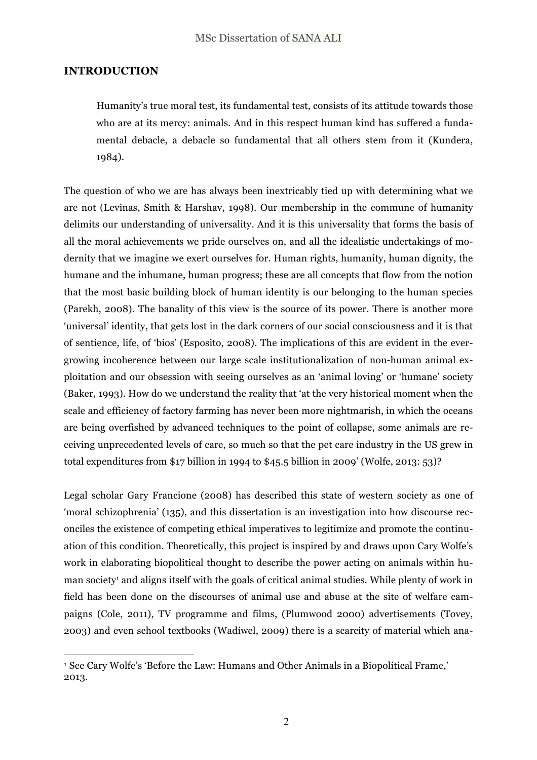## INTRODUCTION

> Humanity's true moral test, its fundamental test, consists of its attitude towards those who are at its mercy: animals. And in this respect human kind has suffered a fundamental debacle, a debacle so fundamental that all others stem from it (Kundera, 1984).

The question of who we are has always been inextricably tied up with determining what we are not (Levinas, Smith & Harshav, 1998). Our membership in the commune of humanity delimits our understanding of universality. And it is this universality that forms the basis of all the moral achievements we pride ourselves on, and all the idealistic undertakings of modernity that we imagine we exert ourselves for. Human rights, humanity, human dignity, the humane and the inhumane, human progress; these are all concepts that flow from the notion that the most basic building block of human identity is our belonging to the human species (Parekh, 2008). The banality of this view is the source of its power. There is another more 'universal' identity, that gets lost in the dark corners of our social consciousness and it is that of sentience, life, of 'bios' (Esposito, 2008). The implications of this are evident in the ever-growing incoherence between our large scale institutionalization of non-human animal exploitation and our obsession with seeing ourselves as an 'animal loving' or 'humane' society (Baker, 1993). How do we understand the reality that 'at the very historical moment when the scale and efficiency of factory farming has never been more nightmarish, in which the oceans are being overfished by advanced techniques to the point of collapse, some animals are receiving unprecedented levels of care, so much so that the pet care industry in the US grew in total expenditures from $17 billion in 1994 to $45.5 billion in 2009' (Wolfe, 2013: 53)?

Legal scholar Gary Francione (2008) has described this state of western society as one of 'moral schizophrenia' (135), and this dissertation is an investigation into how discourse reconciles the existence of competing ethical imperatives to legitimize and promote the continuation of this condition. Theoretically, this project is inspired by and draws upon Cary Wolfe's work in elaborating biopolitical thought to describe the power acting on animals within human society[1] and aligns itself with the goals of critical animal studies. While plenty of work in field has been done on the discourses of animal use and abuse at the site of welfare campaigns (Cole, 2011), TV programme and films, (Plumwood 2000) advertisements (Tovey, 2003) and even school textbooks (Wadiwel, 2009) there is a scarcity of material which ana-

[1] See Cary Wolfe's 'Before the Law: Humans and Other Animals in a Biopolitical Frame,' 2013.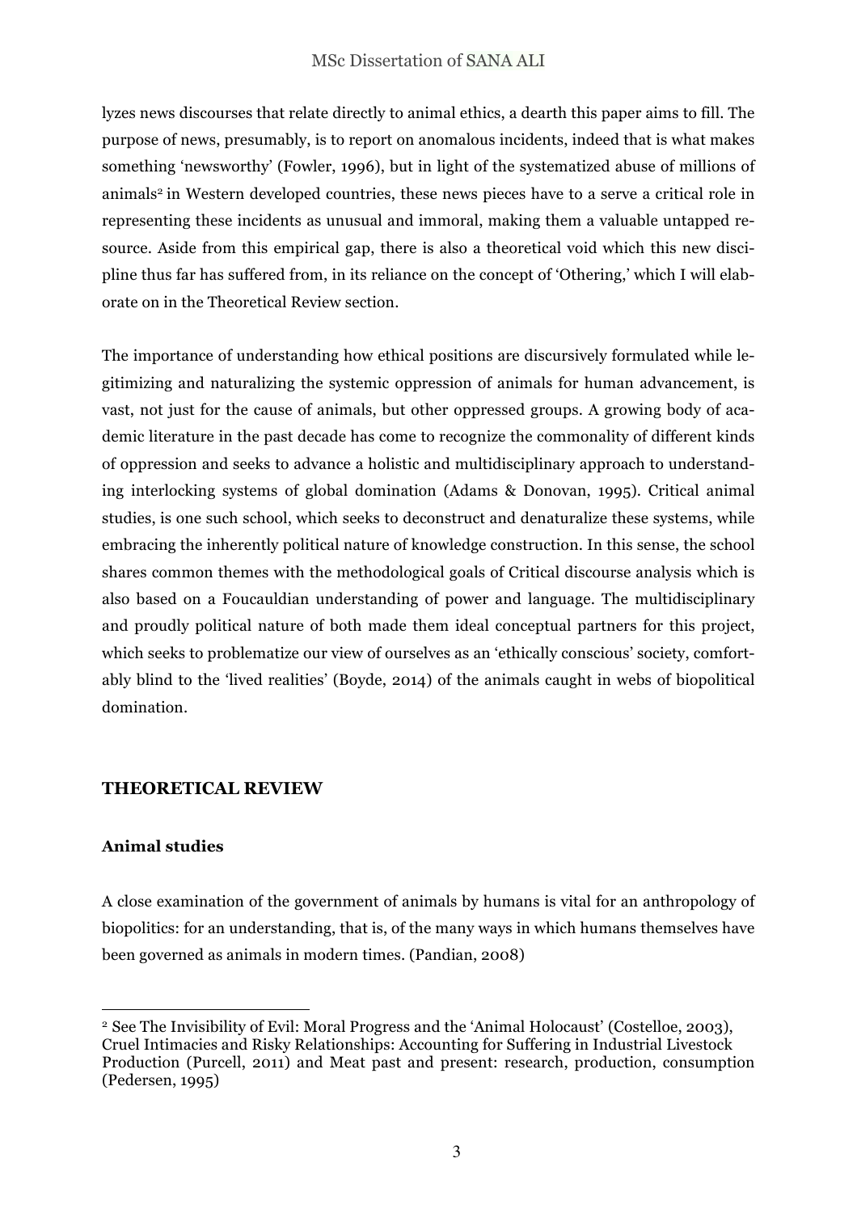lyzes news discourses that relate directly to animal ethics, a dearth this paper aims to fill. The purpose of news, presumably, is to report on anomalous incidents, indeed that is what makes something 'newsworthy' (Fowler, 1996), but in light of the systematized abuse of millions of animals[2] in Western developed countries, these news pieces have to a serve a critical role in representing these incidents as unusual and immoral, making them a valuable untapped resource. Aside from this empirical gap, there is also a theoretical void which this new discipline thus far has suffered from, in its reliance on the concept of 'Othering,' which I will elaborate on in the Theoretical Review section.

The importance of understanding how ethical positions are discursively formulated while legitimizing and naturalizing the systemic oppression of animals for human advancement, is vast, not just for the cause of animals, but other oppressed groups. A growing body of academic literature in the past decade has come to recognize the commonality of different kinds of oppression and seeks to advance a holistic and multidisciplinary approach to understanding interlocking systems of global domination (Adams & Donovan, 1995). Critical animal studies, is one such school, which seeks to deconstruct and denaturalize these systems, while embracing the inherently political nature of knowledge construction. In this sense, the school shares common themes with the methodological goals of Critical discourse analysis which is also based on a Foucauldian understanding of power and language. The multidisciplinary and proudly political nature of both made them ideal conceptual partners for this project, which seeks to problematize our view of ourselves as an 'ethically conscious' society, comfortably blind to the 'lived realities' (Boyde, 2014) of the animals caught in webs of biopolitical domination.

## THEORETICAL REVIEW

### Animal studies

A close examination of the government of animals by humans is vital for an anthropology of biopolitics: for an understanding, that is, of the many ways in which humans themselves have been governed as animals in modern times. (Pandian, 2008)

[2] See The Invisibility of Evil: Moral Progress and the 'Animal Holocaust' (Costelloe, 2003), Cruel Intimacies and Risky Relationships: Accounting for Suffering in Industrial Livestock Production (Purcell, 2011) and Meat past and present: research, production, consumption (Pedersen, 1995)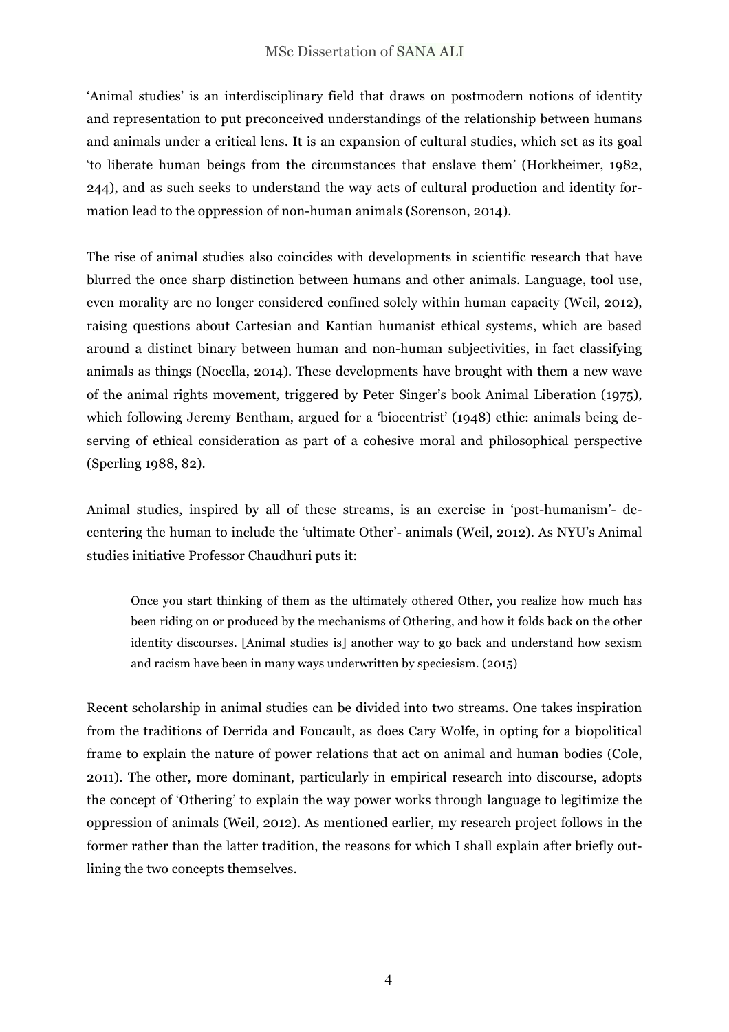'Animal studies' is an interdisciplinary field that draws on postmodern notions of identity and representation to put preconceived understandings of the relationship between humans and animals under a critical lens. It is an expansion of cultural studies, which set as its goal 'to liberate human beings from the circumstances that enslave them' (Horkheimer, 1982, 244), and as such seeks to understand the way acts of cultural production and identity formation lead to the oppression of non-human animals (Sorenson, 2014).

The rise of animal studies also coincides with developments in scientific research that have blurred the once sharp distinction between humans and other animals. Language, tool use, even morality are no longer considered confined solely within human capacity (Weil, 2012), raising questions about Cartesian and Kantian humanist ethical systems, which are based around a distinct binary between human and non-human subjectivities, in fact classifying animals as things (Nocella, 2014). These developments have brought with them a new wave of the animal rights movement, triggered by Peter Singer's book Animal Liberation (1975), which following Jeremy Bentham, argued for a 'biocentrist' (1948) ethic: animals being deserving of ethical consideration as part of a cohesive moral and philosophical perspective (Sperling 1988, 82).

Animal studies, inspired by all of these streams, is an exercise in 'post-humanism'- decentering the human to include the 'ultimate Other'- animals (Weil, 2012). As NYU's Animal studies initiative Professor Chaudhuri puts it:

> Once you start thinking of them as the ultimately othered Other, you realize how much has been riding on or produced by the mechanisms of Othering, and how it folds back on the other identity discourses. [Animal studies is] another way to go back and understand how sexism and racism have been in many ways underwritten by speciesism. (2015)

Recent scholarship in animal studies can be divided into two streams. One takes inspiration from the traditions of Derrida and Foucault, as does Cary Wolfe, in opting for a biopolitical frame to explain the nature of power relations that act on animal and human bodies (Cole, 2011). The other, more dominant, particularly in empirical research into discourse, adopts the concept of 'Othering' to explain the way power works through language to legitimize the oppression of animals (Weil, 2012). As mentioned earlier, my research project follows in the former rather than the latter tradition, the reasons for which I shall explain after briefly outlining the two concepts themselves.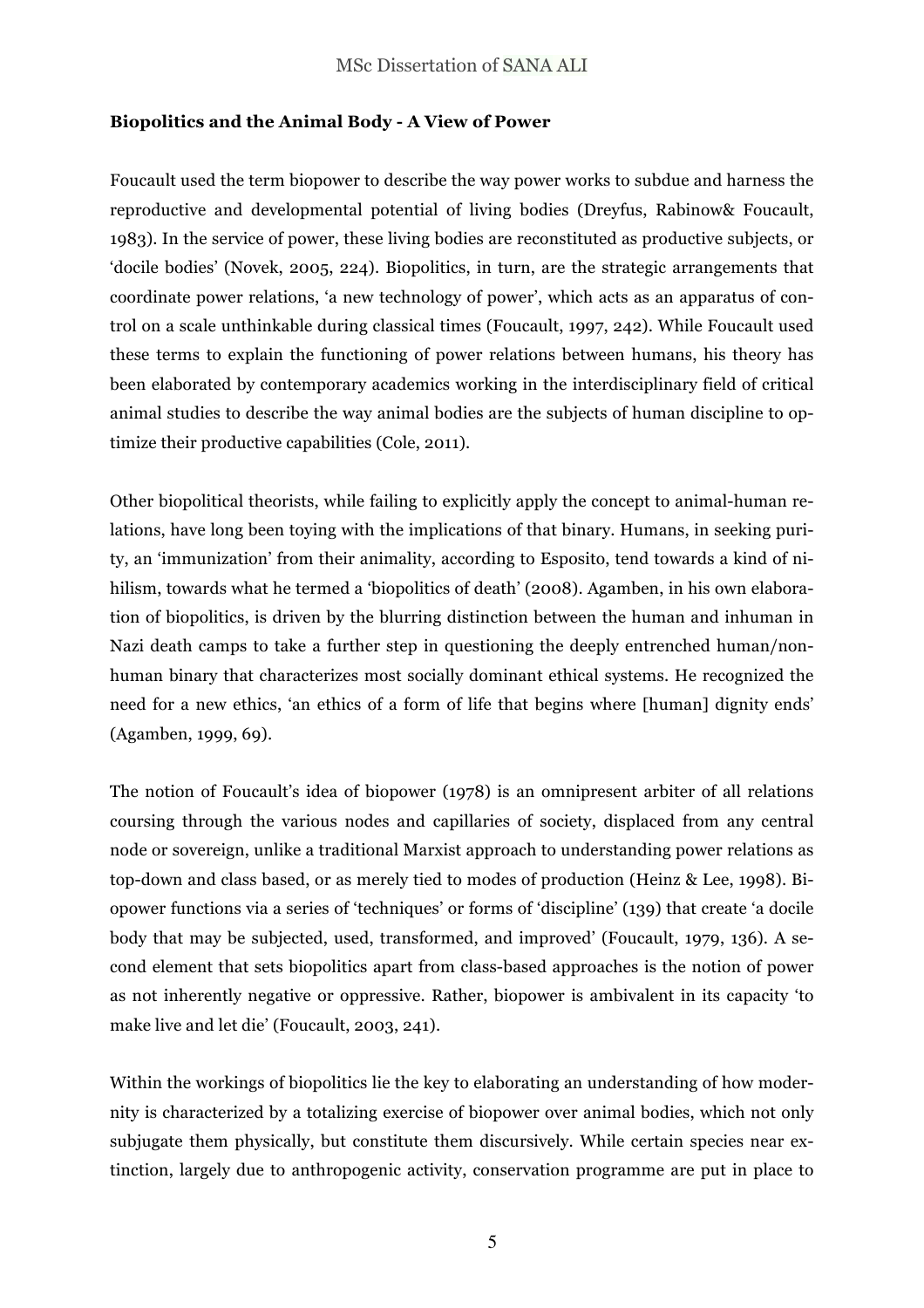**Biopolitics and the Animal Body - A View of Power**

Foucault used the term biopower to describe the way power works to subdue and harness the reproductive and developmental potential of living bodies (Dreyfus, Rabinow& Foucault, 1983). In the service of power, these living bodies are reconstituted as productive subjects, or 'docile bodies' (Novek, 2005, 224). Biopolitics, in turn, are the strategic arrangements that coordinate power relations, 'a new technology of power', which acts as an apparatus of control on a scale unthinkable during classical times (Foucault, 1997, 242). While Foucault used these terms to explain the functioning of power relations between humans, his theory has been elaborated by contemporary academics working in the interdisciplinary field of critical animal studies to describe the way animal bodies are the subjects of human discipline to optimize their productive capabilities (Cole, 2011).

Other biopolitical theorists, while failing to explicitly apply the concept to animal-human relations, have long been toying with the implications of that binary. Humans, in seeking purity, an 'immunization' from their animality, according to Esposito, tend towards a kind of nihilism, towards what he termed a 'biopolitics of death' (2008). Agamben, in his own elaboration of biopolitics, is driven by the blurring distinction between the human and inhuman in Nazi death camps to take a further step in questioning the deeply entrenched human/non-human binary that characterizes most socially dominant ethical systems. He recognized the need for a new ethics, 'an ethics of a form of life that begins where [human] dignity ends' (Agamben, 1999, 69).

The notion of Foucault's idea of biopower (1978) is an omnipresent arbiter of all relations coursing through the various nodes and capillaries of society, displaced from any central node or sovereign, unlike a traditional Marxist approach to understanding power relations as top-down and class based, or as merely tied to modes of production (Heinz & Lee, 1998). Biopower functions via a series of 'techniques' or forms of 'discipline' (139) that create 'a docile body that may be subjected, used, transformed, and improved' (Foucault, 1979, 136). A second element that sets biopolitics apart from class-based approaches is the notion of power as not inherently negative or oppressive. Rather, biopower is ambivalent in its capacity 'to make live and let die' (Foucault, 2003, 241).

Within the workings of biopolitics lie the key to elaborating an understanding of how modernity is characterized by a totalizing exercise of biopower over animal bodies, which not only subjugate them physically, but constitute them discursively. While certain species near extinction, largely due to anthropogenic activity, conservation programme are put in place to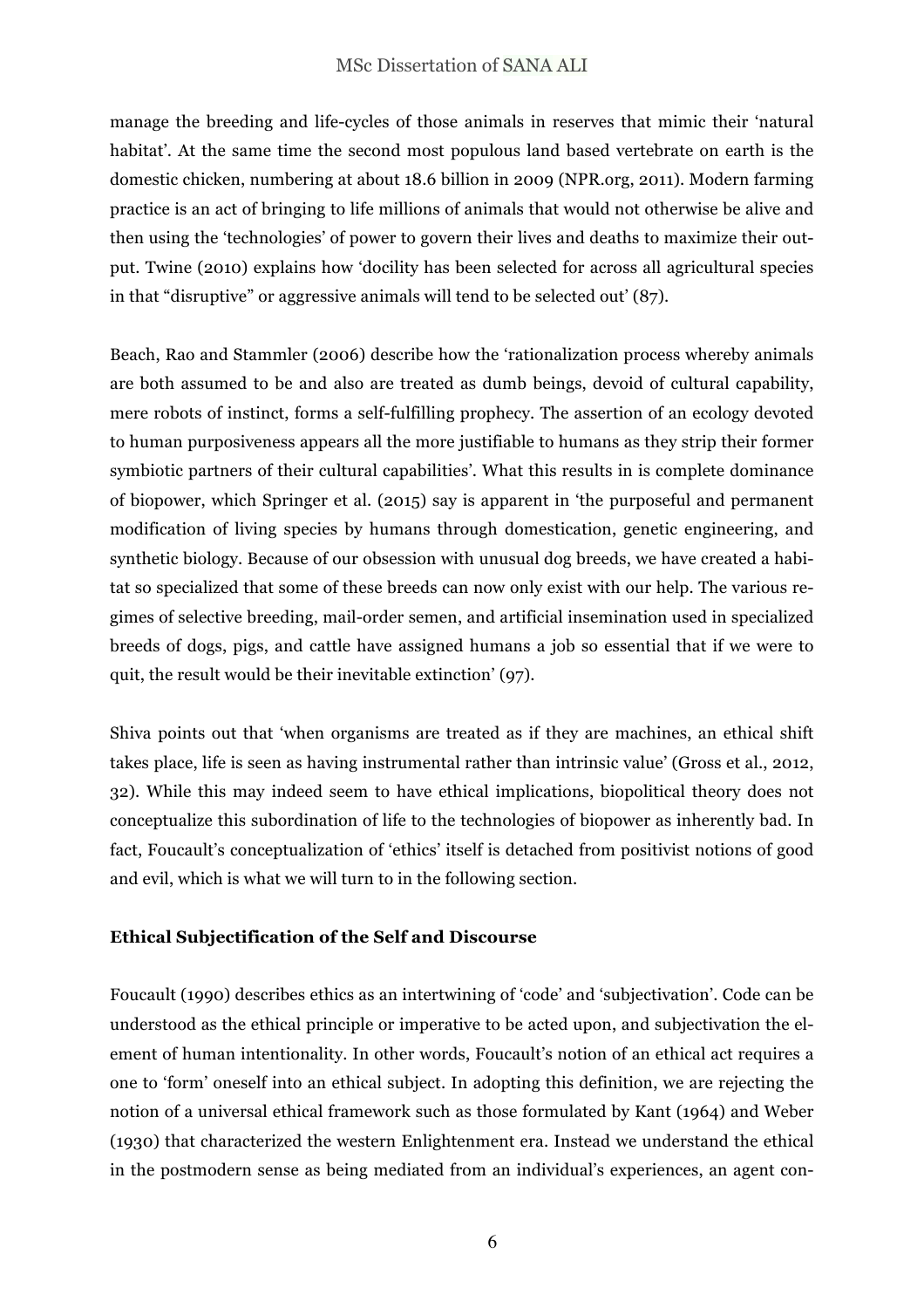manage the breeding and life-cycles of those animals in reserves that mimic their 'natural habitat'. At the same time the second most populous land based vertebrate on earth is the domestic chicken, numbering at about 18.6 billion in 2009 (NPR.org, 2011). Modern farming practice is an act of bringing to life millions of animals that would not otherwise be alive and then using the 'technologies' of power to govern their lives and deaths to maximize their output. Twine (2010) explains how 'docility has been selected for across all agricultural species in that "disruptive" or aggressive animals will tend to be selected out' (87).

Beach, Rao and Stammler (2006) describe how the 'rationalization process whereby animals are both assumed to be and also are treated as dumb beings, devoid of cultural capability, mere robots of instinct, forms a self-fulfilling prophecy. The assertion of an ecology devoted to human purposiveness appears all the more justifiable to humans as they strip their former symbiotic partners of their cultural capabilities'. What this results in is complete dominance of biopower, which Springer et al. (2015) say is apparent in 'the purposeful and permanent modification of living species by humans through domestication, genetic engineering, and synthetic biology. Because of our obsession with unusual dog breeds, we have created a habitat so specialized that some of these breeds can now only exist with our help. The various regimes of selective breeding, mail-order semen, and artificial insemination used in specialized breeds of dogs, pigs, and cattle have assigned humans a job so essential that if we were to quit, the result would be their inevitable extinction' (97).

Shiva points out that 'when organisms are treated as if they are machines, an ethical shift takes place, life is seen as having instrumental rather than intrinsic value' (Gross et al., 2012, 32). While this may indeed seem to have ethical implications, biopolitical theory does not conceptualize this subordination of life to the technologies of biopower as inherently bad. In fact, Foucault's conceptualization of 'ethics' itself is detached from positivist notions of good and evil, which is what we will turn to in the following section.

**Ethical Subjectification of the Self and Discourse**

Foucault (1990) describes ethics as an intertwining of 'code' and 'subjectivation'. Code can be understood as the ethical principle or imperative to be acted upon, and subjectivation the element of human intentionality. In other words, Foucault's notion of an ethical act requires a one to 'form' oneself into an ethical subject. In adopting this definition, we are rejecting the notion of a universal ethical framework such as those formulated by Kant (1964) and Weber (1930) that characterized the western Enlightenment era. Instead we understand the ethical in the postmodern sense as being mediated from an individual's experiences, an agent con-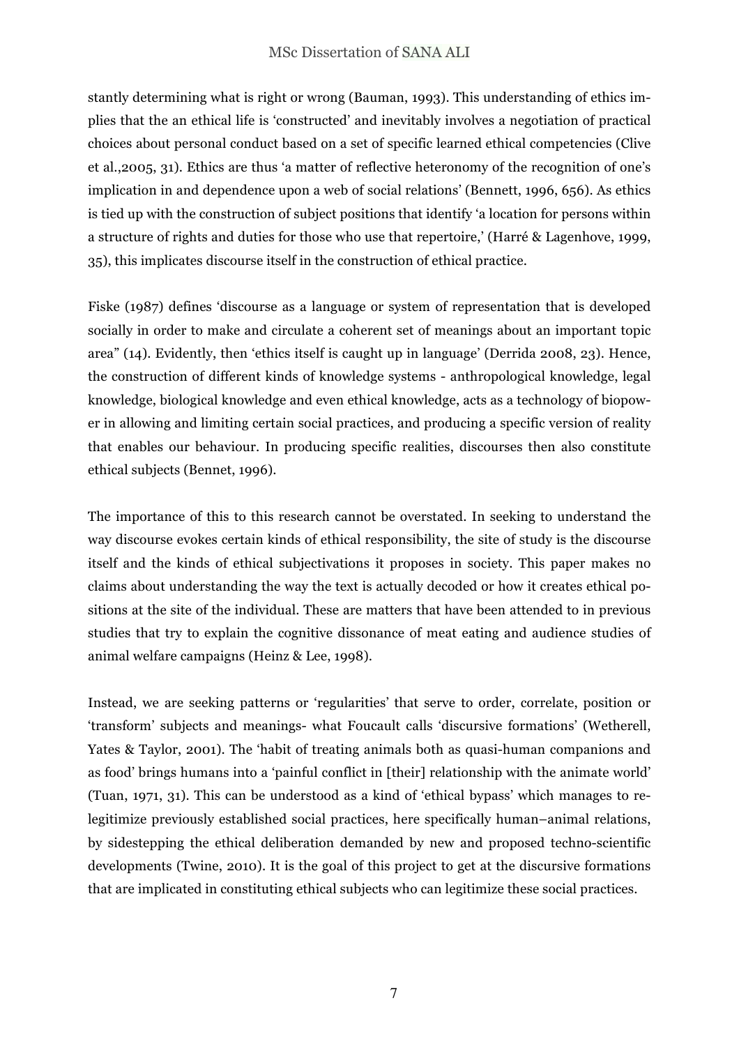stantly determining what is right or wrong (Bauman, 1993). This understanding of ethics implies that the an ethical life is 'constructed' and inevitably involves a negotiation of practical choices about personal conduct based on a set of specific learned ethical competencies (Clive et al.,2005, 31). Ethics are thus 'a matter of reflective heteronomy of the recognition of one's implication in and dependence upon a web of social relations' (Bennett, 1996, 656). As ethics is tied up with the construction of subject positions that identify 'a location for persons within a structure of rights and duties for those who use that repertoire,' (Harré & Lagenhove, 1999, 35), this implicates discourse itself in the construction of ethical practice.

Fiske (1987) defines 'discourse as a language or system of representation that is developed socially in order to make and circulate a coherent set of meanings about an important topic area" (14). Evidently, then 'ethics itself is caught up in language' (Derrida 2008, 23). Hence, the construction of different kinds of knowledge systems - anthropological knowledge, legal knowledge, biological knowledge and even ethical knowledge, acts as a technology of biopower in allowing and limiting certain social practices, and producing a specific version of reality that enables our behaviour. In producing specific realities, discourses then also constitute ethical subjects (Bennet, 1996).

The importance of this to this research cannot be overstated. In seeking to understand the way discourse evokes certain kinds of ethical responsibility, the site of study is the discourse itself and the kinds of ethical subjectivations it proposes in society. This paper makes no claims about understanding the way the text is actually decoded or how it creates ethical positions at the site of the individual. These are matters that have been attended to in previous studies that try to explain the cognitive dissonance of meat eating and audience studies of animal welfare campaigns (Heinz & Lee, 1998).

Instead, we are seeking patterns or 'regularities' that serve to order, correlate, position or 'transform' subjects and meanings- what Foucault calls 'discursive formations' (Wetherell, Yates & Taylor, 2001). The 'habit of treating animals both as quasi-human companions and as food' brings humans into a 'painful conflict in [their] relationship with the animate world' (Tuan, 1971, 31). This can be understood as a kind of 'ethical bypass' which manages to re-legitimize previously established social practices, here specifically human–animal relations, by sidestepping the ethical deliberation demanded by new and proposed techno-scientific developments (Twine, 2010). It is the goal of this project to get at the discursive formations that are implicated in constituting ethical subjects who can legitimize these social practices.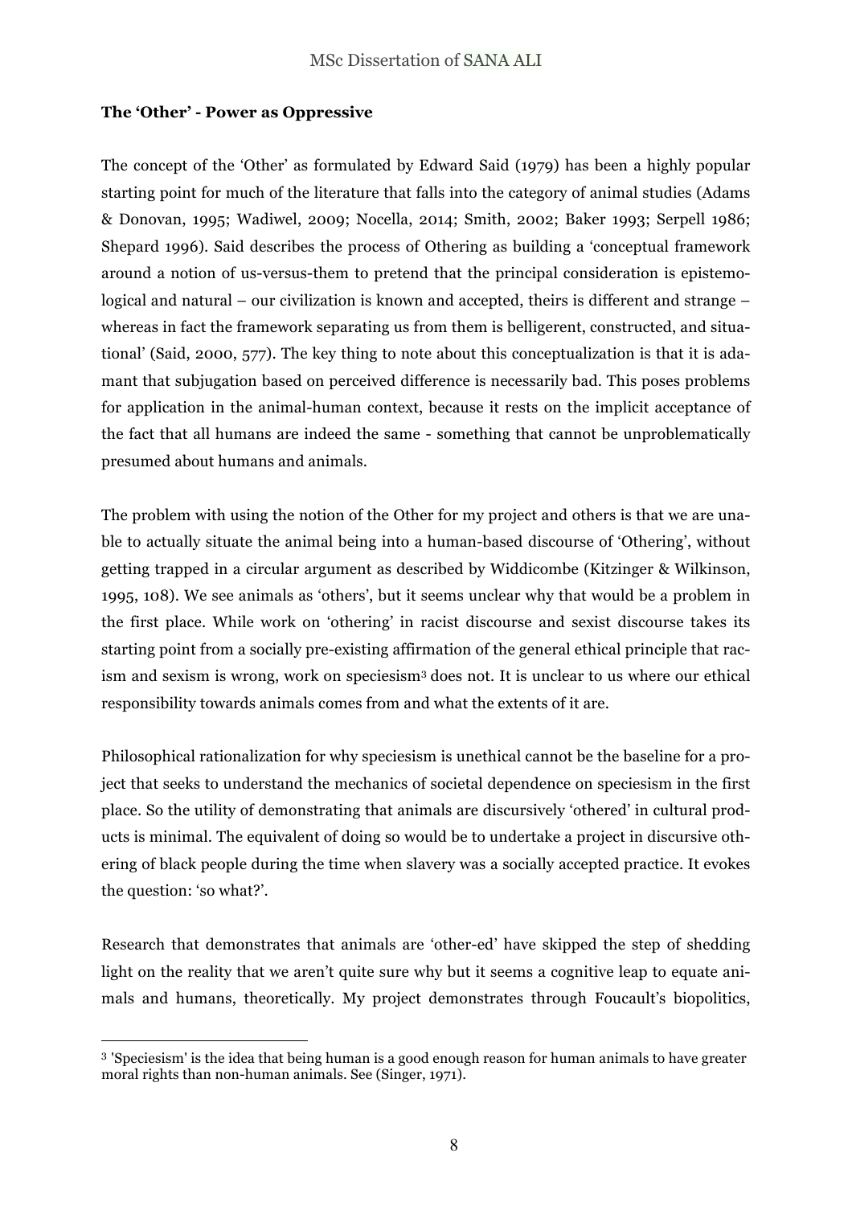### **The 'Other' - Power as Oppressive**

The concept of the 'Other' as formulated by Edward Said (1979) has been a highly popular starting point for much of the literature that falls into the category of animal studies (Adams & Donovan, 1995; Wadiwel, 2009; Nocella, 2014; Smith, 2002; Baker 1993; Serpell 1986; Shepard 1996). Said describes the process of Othering as building a 'conceptual framework around a notion of us-versus-them to pretend that the principal consideration is epistemological and natural – our civilization is known and accepted, theirs is different and strange – whereas in fact the framework separating us from them is belligerent, constructed, and situational' (Said, 2000, 577). The key thing to note about this conceptualization is that it is adamant that subjugation based on perceived difference is necessarily bad. This poses problems for application in the animal-human context, because it rests on the implicit acceptance of the fact that all humans are indeed the same - something that cannot be unproblematically presumed about humans and animals.

The problem with using the notion of the Other for my project and others is that we are unable to actually situate the animal being into a human-based discourse of 'Othering', without getting trapped in a circular argument as described by Widdicombe (Kitzinger & Wilkinson, 1995, 108). We see animals as 'others', but it seems unclear why that would be a problem in the first place. While work on 'othering' in racist discourse and sexist discourse takes its starting point from a socially pre-existing affirmation of the general ethical principle that racism and sexism is wrong, work on speciesism[3] does not. It is unclear to us where our ethical responsibility towards animals comes from and what the extents of it are.

Philosophical rationalization for why speciesism is unethical cannot be the baseline for a project that seeks to understand the mechanics of societal dependence on speciesism in the first place. So the utility of demonstrating that animals are discursively 'othered' in cultural products is minimal. The equivalent of doing so would be to undertake a project in discursive othering of black people during the time when slavery was a socially accepted practice. It evokes the question: 'so what?'.

Research that demonstrates that animals are 'other-ed' have skipped the step of shedding light on the reality that we aren't quite sure why but it seems a cognitive leap to equate animals and humans, theoretically. My project demonstrates through Foucault's biopolitics,

---

[3] 'Speciesism' is the idea that being human is a good enough reason for human animals to have greater moral rights than non-human animals. See (Singer, 1971).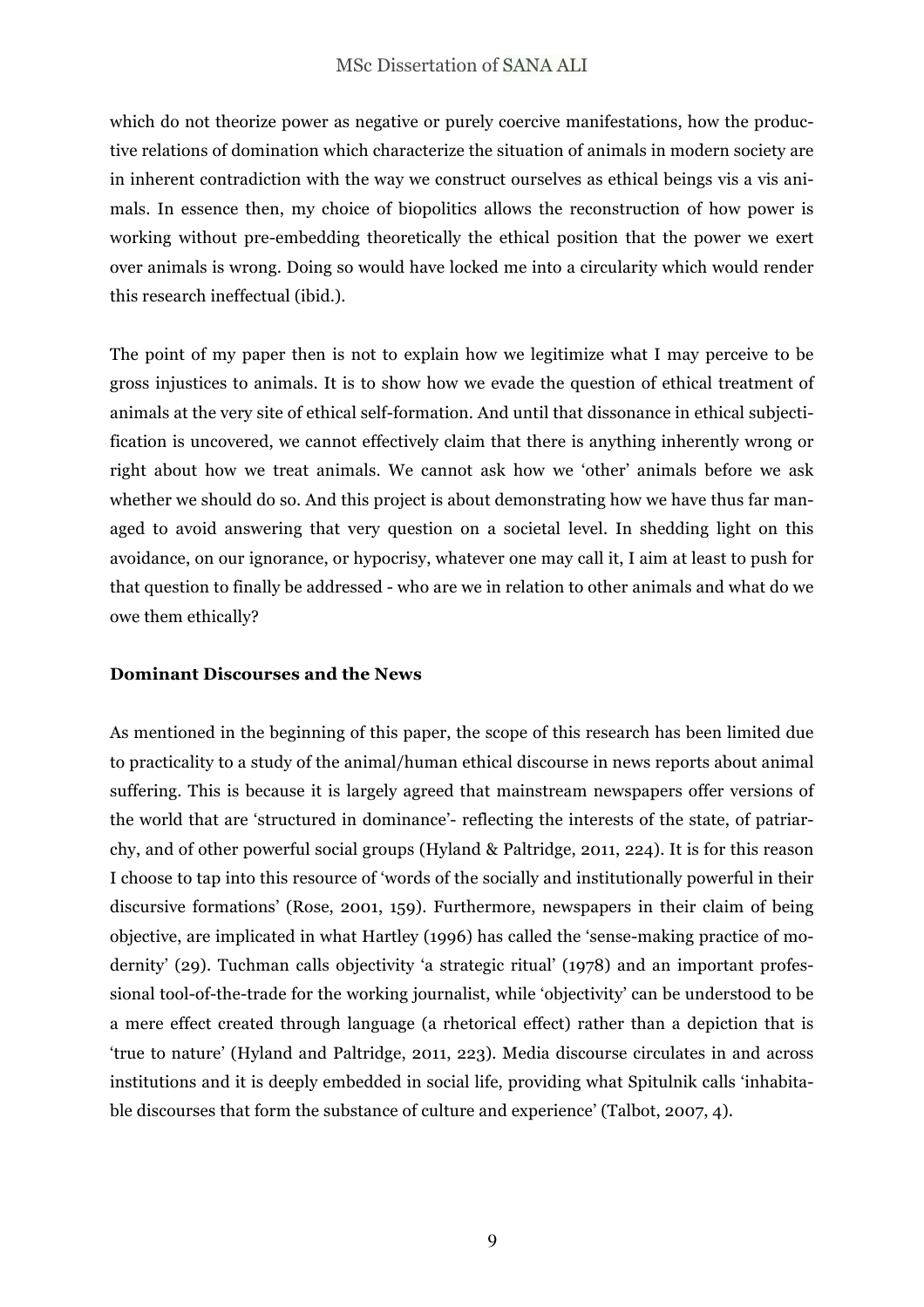which do not theorize power as negative or purely coercive manifestations, how the productive relations of domination which characterize the situation of animals in modern society are in inherent contradiction with the way we construct ourselves as ethical beings vis a vis animals. In essence then, my choice of biopolitics allows the reconstruction of how power is working without pre-embedding theoretically the ethical position that the power we exert over animals is wrong. Doing so would have locked me into a circularity which would render this research ineffectual (ibid.).

The point of my paper then is not to explain how we legitimize what I may perceive to be gross injustices to animals. It is to show how we evade the question of ethical treatment of animals at the very site of ethical self-formation. And until that dissonance in ethical subjectification is uncovered, we cannot effectively claim that there is anything inherently wrong or right about how we treat animals. We cannot ask how we 'other' animals before we ask whether we should do so. And this project is about demonstrating how we have thus far managed to avoid answering that very question on a societal level. In shedding light on this avoidance, on our ignorance, or hypocrisy, whatever one may call it, I aim at least to push for that question to finally be addressed - who are we in relation to other animals and what do we owe them ethically?

**Dominant Discourses and the News**

As mentioned in the beginning of this paper, the scope of this research has been limited due to practicality to a study of the animal/human ethical discourse in news reports about animal suffering. This is because it is largely agreed that mainstream newspapers offer versions of the world that are 'structured in dominance'- reflecting the interests of the state, of patriarchy, and of other powerful social groups (Hyland & Paltridge, 2011, 224). It is for this reason I choose to tap into this resource of 'words of the socially and institutionally powerful in their discursive formations' (Rose, 2001, 159). Furthermore, newspapers in their claim of being objective, are implicated in what Hartley (1996) has called the 'sense-making practice of modernity' (29). Tuchman calls objectivity 'a strategic ritual' (1978) and an important professional tool-of-the-trade for the working journalist, while 'objectivity' can be understood to be a mere effect created through language (a rhetorical effect) rather than a depiction that is 'true to nature' (Hyland and Paltridge, 2011, 223). Media discourse circulates in and across institutions and it is deeply embedded in social life, providing what Spitulnik calls 'inhabitable discourses that form the substance of culture and experience' (Talbot, 2007, 4).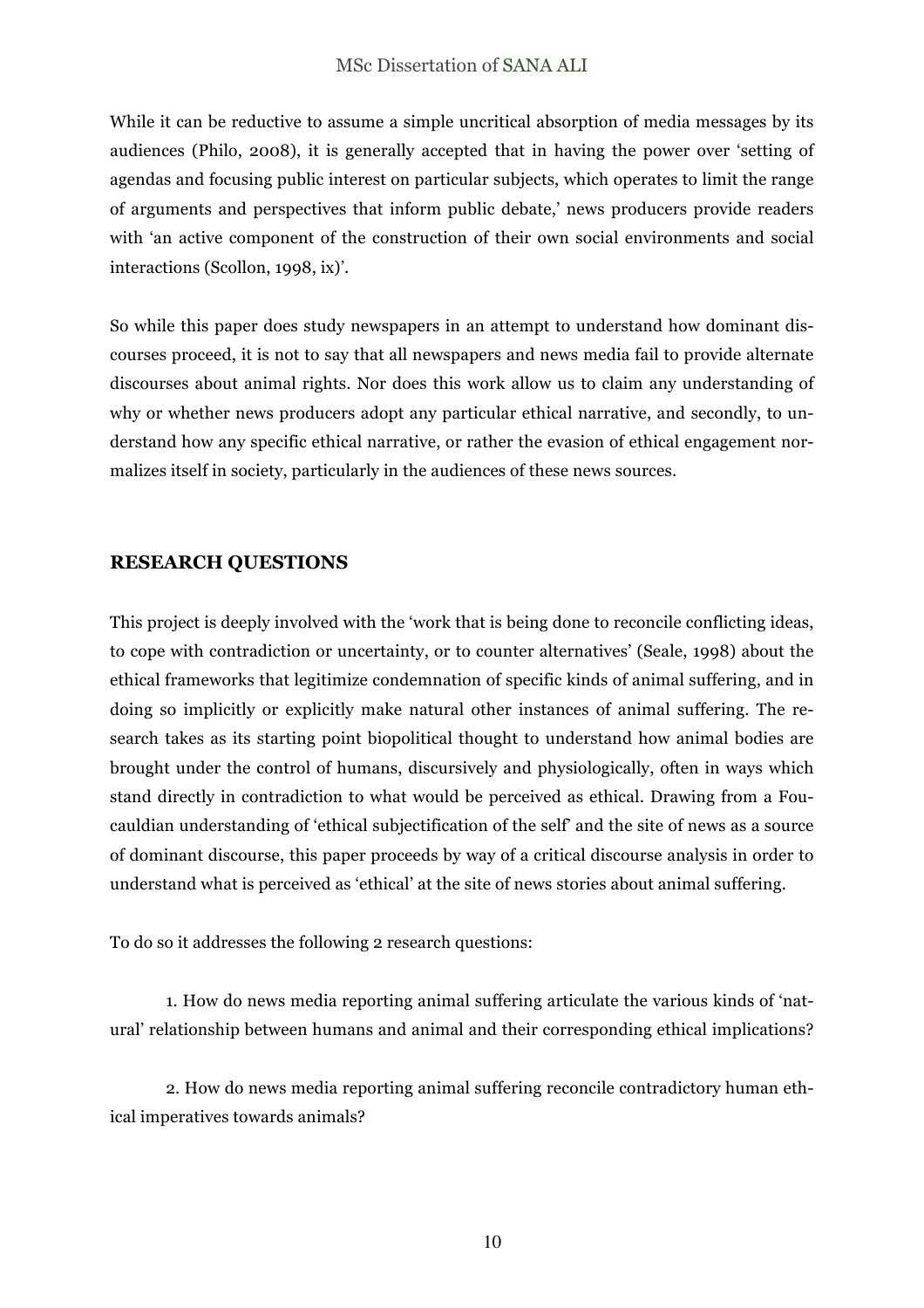While it can be reductive to assume a simple uncritical absorption of media messages by its audiences (Philo, 2008), it is generally accepted that in having the power over 'setting of agendas and focusing public interest on particular subjects, which operates to limit the range of arguments and perspectives that inform public debate,' news producers provide readers with 'an active component of the construction of their own social environments and social interactions (Scollon, 1998, ix)'.

So while this paper does study newspapers in an attempt to understand how dominant discourses proceed, it is not to say that all newspapers and news media fail to provide alternate discourses about animal rights. Nor does this work allow us to claim any understanding of why or whether news producers adopt any particular ethical narrative, and secondly, to understand how any specific ethical narrative, or rather the evasion of ethical engagement normalizes itself in society, particularly in the audiences of these news sources.

## RESEARCH QUESTIONS

This project is deeply involved with the 'work that is being done to reconcile conflicting ideas, to cope with contradiction or uncertainty, or to counter alternatives' (Seale, 1998) about the ethical frameworks that legitimize condemnation of specific kinds of animal suffering, and in doing so implicitly or explicitly make natural other instances of animal suffering. The research takes as its starting point biopolitical thought to understand how animal bodies are brought under the control of humans, discursively and physiologically, often in ways which stand directly in contradiction to what would be perceived as ethical. Drawing from a Foucauldian understanding of 'ethical subjectification of the self' and the site of news as a source of dominant discourse, this paper proceeds by way of a critical discourse analysis in order to understand what is perceived as 'ethical' at the site of news stories about animal suffering.

To do so it addresses the following 2 research questions:

1. How do news media reporting animal suffering articulate the various kinds of 'natural' relationship between humans and animal and their corresponding ethical implications?

2. How do news media reporting animal suffering reconcile contradictory human ethical imperatives towards animals?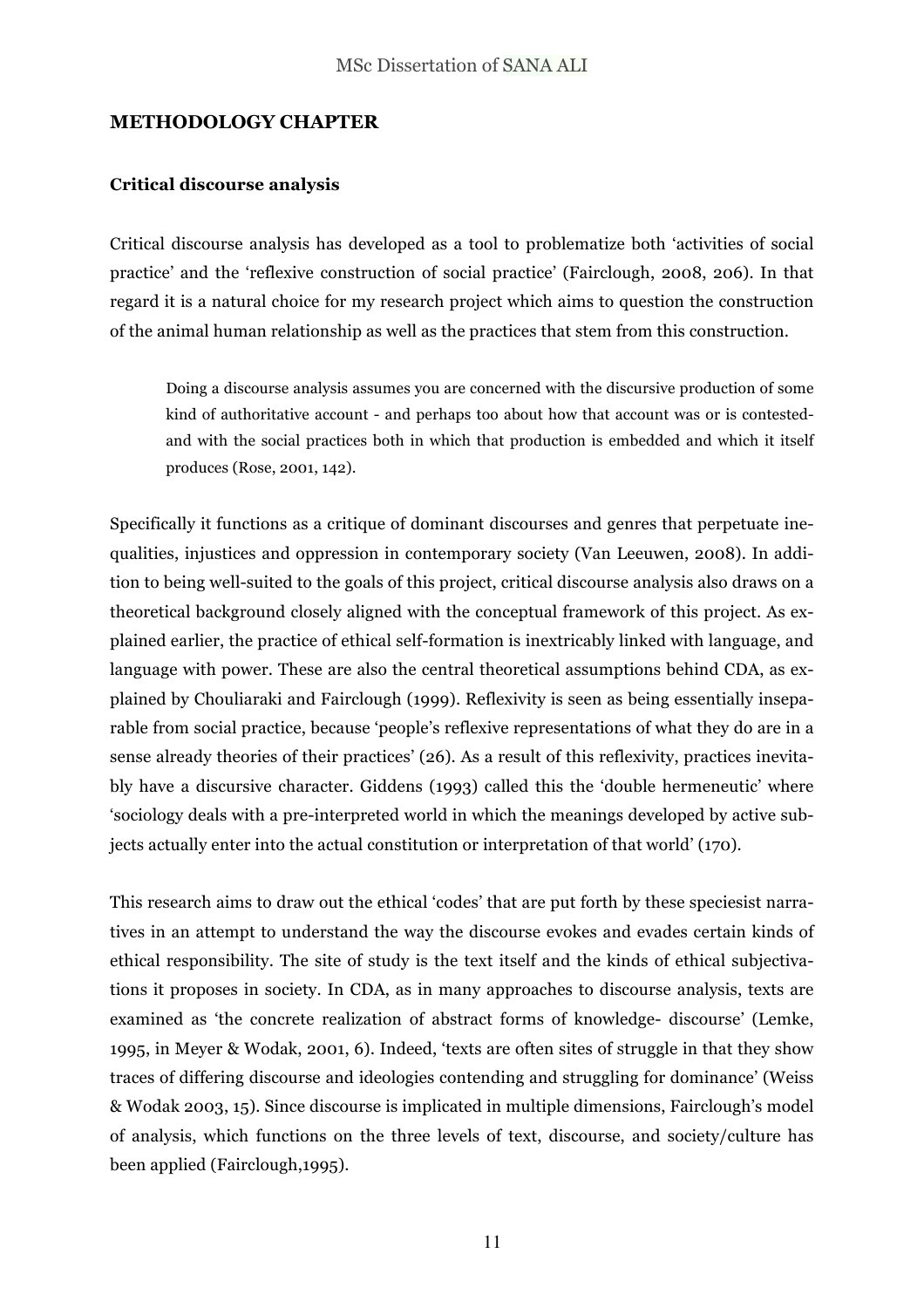## METHODOLOGY CHAPTER

### Critical discourse analysis

Critical discourse analysis has developed as a tool to problematize both 'activities of social practice' and the 'reflexive construction of social practice' (Fairclough, 2008, 206). In that regard it is a natural choice for my research project which aims to question the construction of the animal human relationship as well as the practices that stem from this construction.

> Doing a discourse analysis assumes you are concerned with the discursive production of some kind of authoritative account - and perhaps too about how that account was or is contested- and with the social practices both in which that production is embedded and which it itself produces (Rose, 2001, 142).

Specifically it functions as a critique of dominant discourses and genres that perpetuate inequalities, injustices and oppression in contemporary society (Van Leeuwen, 2008). In addition to being well-suited to the goals of this project, critical discourse analysis also draws on a theoretical background closely aligned with the conceptual framework of this project. As explained earlier, the practice of ethical self-formation is inextricably linked with language, and language with power. These are also the central theoretical assumptions behind CDA, as explained by Chouliaraki and Fairclough (1999). Reflexivity is seen as being essentially inseparable from social practice, because 'people's reflexive representations of what they do are in a sense already theories of their practices' (26). As a result of this reflexivity, practices inevitably have a discursive character. Giddens (1993) called this the 'double hermeneutic' where 'sociology deals with a pre-interpreted world in which the meanings developed by active subjects actually enter into the actual constitution or interpretation of that world' (170).

This research aims to draw out the ethical 'codes' that are put forth by these speciesist narratives in an attempt to understand the way the discourse evokes and evades certain kinds of ethical responsibility. The site of study is the text itself and the kinds of ethical subjectivations it proposes in society. In CDA, as in many approaches to discourse analysis, texts are examined as 'the concrete realization of abstract forms of knowledge- discourse' (Lemke, 1995, in Meyer & Wodak, 2001, 6). Indeed, 'texts are often sites of struggle in that they show traces of differing discourse and ideologies contending and struggling for dominance' (Weiss & Wodak 2003, 15). Since discourse is implicated in multiple dimensions, Fairclough's model of analysis, which functions on the three levels of text, discourse, and society/culture has been applied (Fairclough,1995).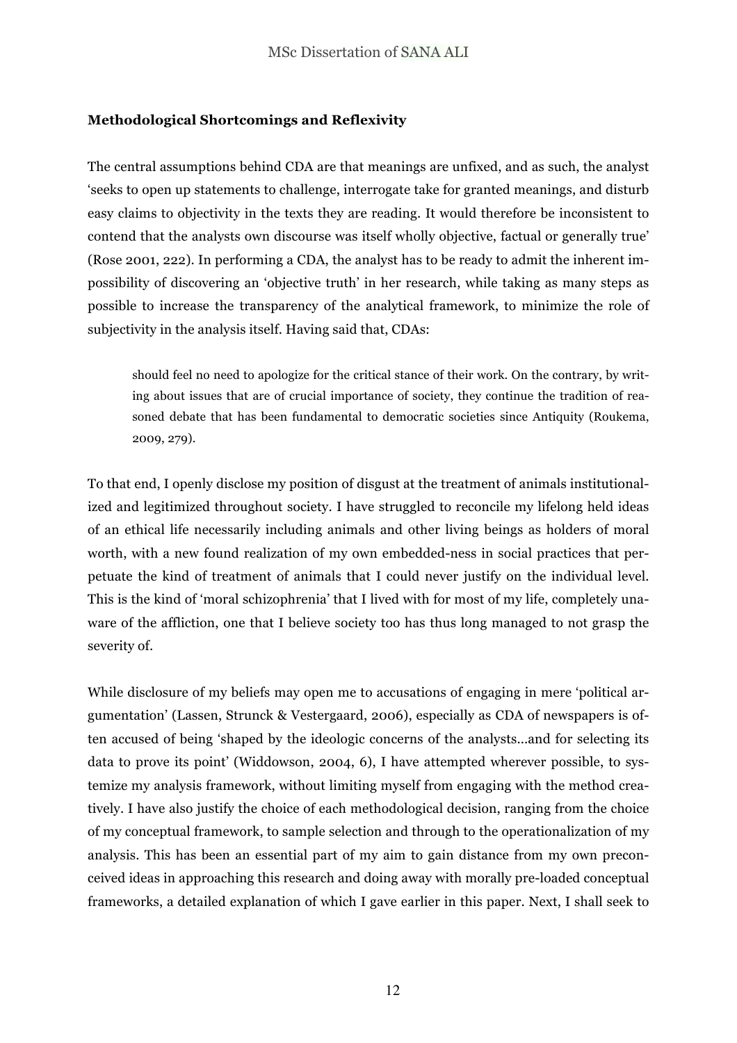**Methodological Shortcomings and Reflexivity**

The central assumptions behind CDA are that meanings are unfixed, and as such, the analyst 'seeks to open up statements to challenge, interrogate take for granted meanings, and disturb easy claims to objectivity in the texts they are reading. It would therefore be inconsistent to contend that the analysts own discourse was itself wholly objective, factual or generally true' (Rose 2001, 222). In performing a CDA, the analyst has to be ready to admit the inherent impossibility of discovering an 'objective truth' in her research, while taking as many steps as possible to increase the transparency of the analytical framework, to minimize the role of subjectivity in the analysis itself. Having said that, CDAs:

> should feel no need to apologize for the critical stance of their work. On the contrary, by writing about issues that are of crucial importance of society, they continue the tradition of reasoned debate that has been fundamental to democratic societies since Antiquity (Roukema, 2009, 279).

To that end, I openly disclose my position of disgust at the treatment of animals institutionalized and legitimized throughout society. I have struggled to reconcile my lifelong held ideas of an ethical life necessarily including animals and other living beings as holders of moral worth, with a new found realization of my own embedded-ness in social practices that perpetuate the kind of treatment of animals that I could never justify on the individual level. This is the kind of 'moral schizophrenia' that I lived with for most of my life, completely unaware of the affliction, one that I believe society too has thus long managed to not grasp the severity of.

While disclosure of my beliefs may open me to accusations of engaging in mere 'political argumentation' (Lassen, Strunck & Vestergaard, 2006), especially as CDA of newspapers is often accused of being 'shaped by the ideologic concerns of the analysts...and for selecting its data to prove its point' (Widdowson, 2004, 6), I have attempted wherever possible, to systemize my analysis framework, without limiting myself from engaging with the method creatively. I have also justify the choice of each methodological decision, ranging from the choice of my conceptual framework, to sample selection and through to the operationalization of my analysis. This has been an essential part of my aim to gain distance from my own preconceived ideas in approaching this research and doing away with morally pre-loaded conceptual frameworks, a detailed explanation of which I gave earlier in this paper. Next, I shall seek to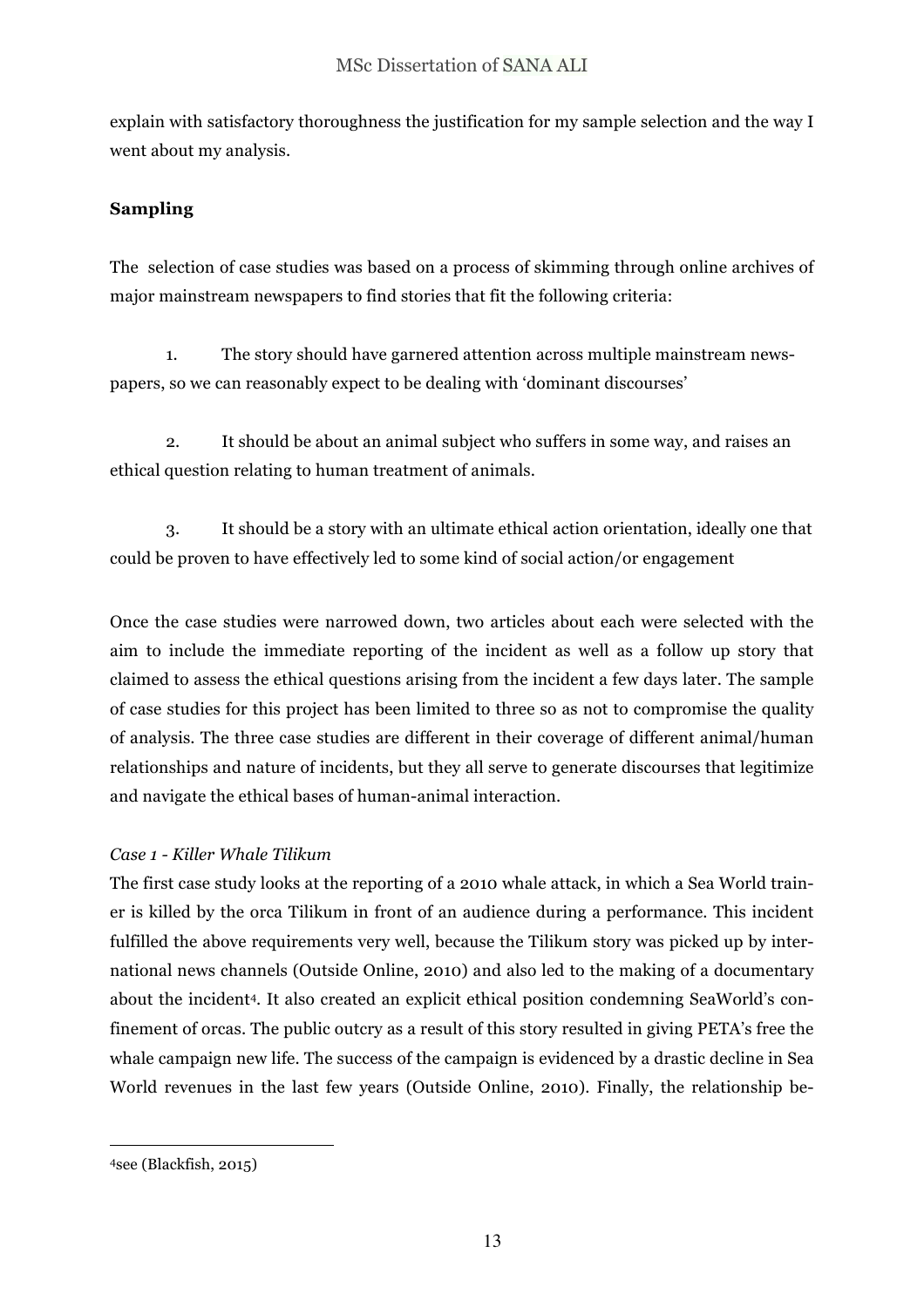explain with satisfactory thoroughness the justification for my sample selection and the way I went about my analysis.

**Sampling**

The selection of case studies was based on a process of skimming through online archives of major mainstream newspapers to find stories that fit the following criteria:

1. The story should have garnered attention across multiple mainstream newspapers, so we can reasonably expect to be dealing with 'dominant discourses'

2. It should be about an animal subject who suffers in some way, and raises an ethical question relating to human treatment of animals.

3. It should be a story with an ultimate ethical action orientation, ideally one that could be proven to have effectively led to some kind of social action/or engagement

Once the case studies were narrowed down, two articles about each were selected with the aim to include the immediate reporting of the incident as well as a follow up story that claimed to assess the ethical questions arising from the incident a few days later. The sample of case studies for this project has been limited to three so as not to compromise the quality of analysis. The three case studies are different in their coverage of different animal/human relationships and nature of incidents, but they all serve to generate discourses that legitimize and navigate the ethical bases of human-animal interaction.

*Case 1 - Killer Whale Tilikum*

The first case study looks at the reporting of a 2010 whale attack, in which a Sea World trainer is killed by the orca Tilikum in front of an audience during a performance. This incident fulfilled the above requirements very well, because the Tilikum story was picked up by international news channels (Outside Online, 2010) and also led to the making of a documentary about the incident[4]. It also created an explicit ethical position condemning SeaWorld's confinement of orcas. The public outcry as a result of this story resulted in giving PETA's free the whale campaign new life. The success of the campaign is evidenced by a drastic decline in Sea World revenues in the last few years (Outside Online, 2010). Finally, the relationship be-

[4] see (Blackfish, 2015)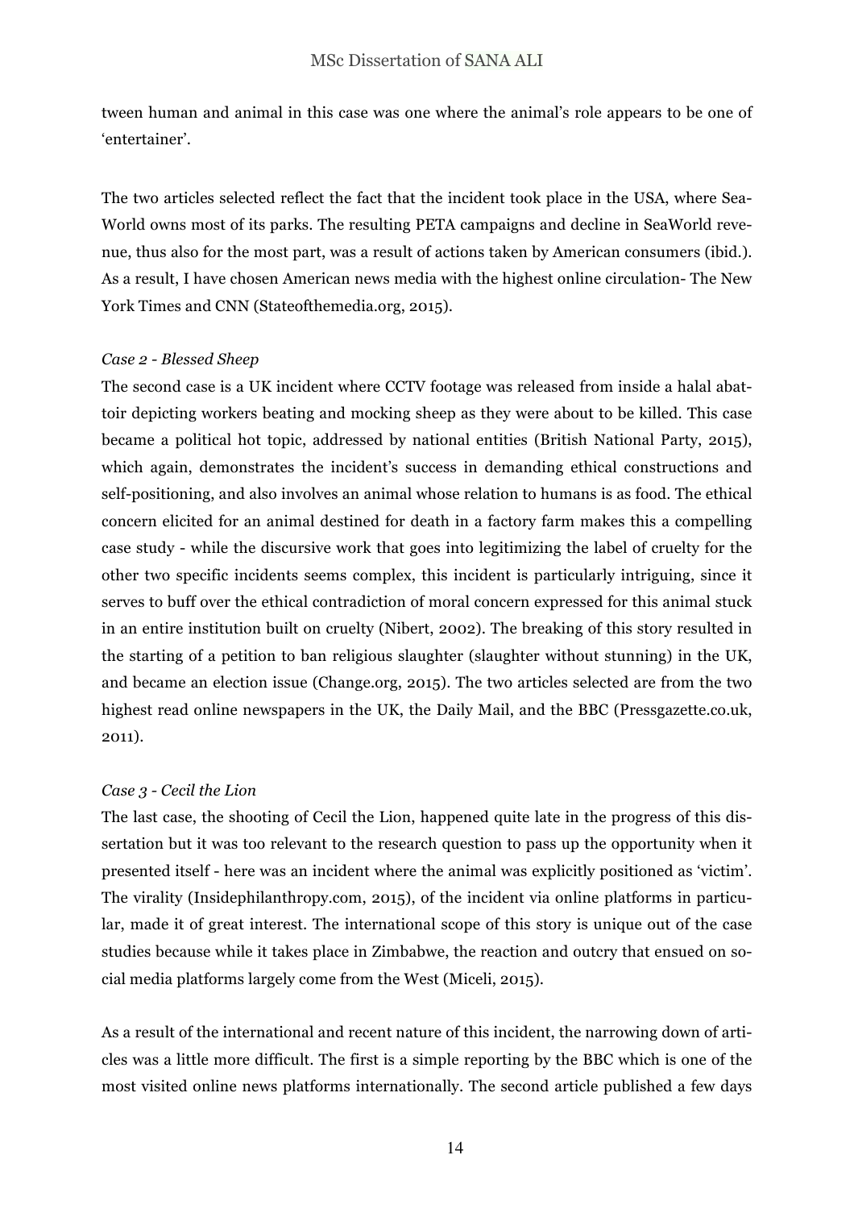tween human and animal in this case was one where the animal's role appears to be one of 'entertainer'.

The two articles selected reflect the fact that the incident took place in the USA, where SeaWorld owns most of its parks. The resulting PETA campaigns and decline in SeaWorld revenue, thus also for the most part, was a result of actions taken by American consumers (ibid.). As a result, I have chosen American news media with the highest online circulation- The New York Times and CNN (Stateofthemedia.org, 2015).

*Case 2 - Blessed Sheep*

The second case is a UK incident where CCTV footage was released from inside a halal abattoir depicting workers beating and mocking sheep as they were about to be killed. This case became a political hot topic, addressed by national entities (British National Party, 2015), which again, demonstrates the incident's success in demanding ethical constructions and self-positioning, and also involves an animal whose relation to humans is as food. The ethical concern elicited for an animal destined for death in a factory farm makes this a compelling case study - while the discursive work that goes into legitimizing the label of cruelty for the other two specific incidents seems complex, this incident is particularly intriguing, since it serves to buff over the ethical contradiction of moral concern expressed for this animal stuck in an entire institution built on cruelty (Nibert, 2002). The breaking of this story resulted in the starting of a petition to ban religious slaughter (slaughter without stunning) in the UK, and became an election issue (Change.org, 2015). The two articles selected are from the two highest read online newspapers in the UK, the Daily Mail, and the BBC (Pressgazette.co.uk, 2011).

*Case 3 - Cecil the Lion*

The last case, the shooting of Cecil the Lion, happened quite late in the progress of this dissertation but it was too relevant to the research question to pass up the opportunity when it presented itself - here was an incident where the animal was explicitly positioned as 'victim'. The virality (Insidephilanthropy.com, 2015), of the incident via online platforms in particular, made it of great interest. The international scope of this story is unique out of the case studies because while it takes place in Zimbabwe, the reaction and outcry that ensued on social media platforms largely come from the West (Miceli, 2015).

As a result of the international and recent nature of this incident, the narrowing down of articles was a little more difficult. The first is a simple reporting by the BBC which is one of the most visited online news platforms internationally. The second article published a few days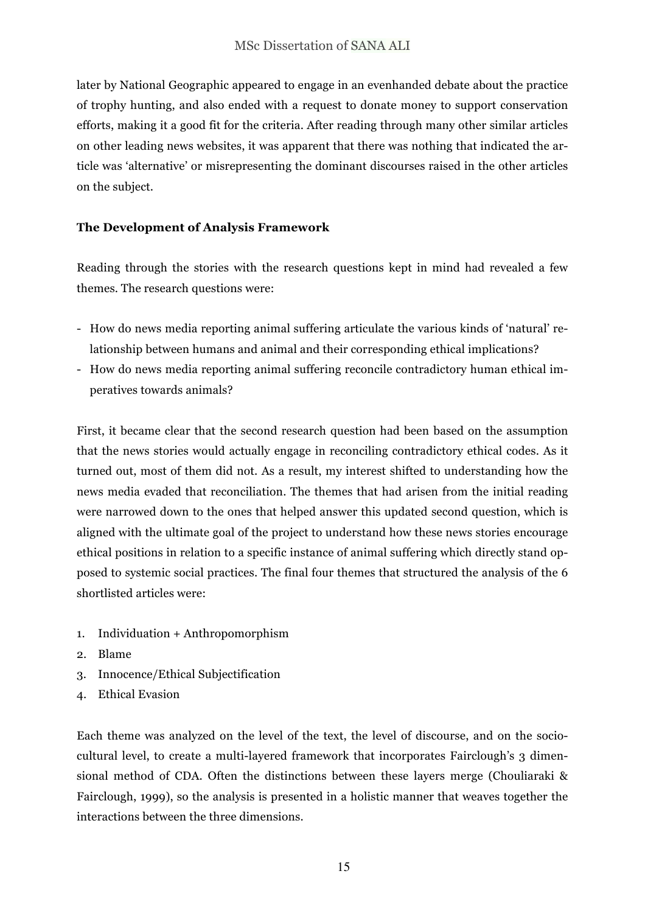later by National Geographic appeared to engage in an evenhanded debate about the practice of trophy hunting, and also ended with a request to donate money to support conservation efforts, making it a good fit for the criteria. After reading through many other similar articles on other leading news websites, it was apparent that there was nothing that indicated the article was 'alternative' or misrepresenting the dominant discourses raised in the other articles on the subject.

**The Development of Analysis Framework**

Reading through the stories with the research questions kept in mind had revealed a few themes. The research questions were:

- How do news media reporting animal suffering articulate the various kinds of 'natural' relationship between humans and animal and their corresponding ethical implications?
- How do news media reporting animal suffering reconcile contradictory human ethical imperatives towards animals?

First, it became clear that the second research question had been based on the assumption that the news stories would actually engage in reconciling contradictory ethical codes. As it turned out, most of them did not. As a result, my interest shifted to understanding how the news media evaded that reconciliation. The themes that had arisen from the initial reading were narrowed down to the ones that helped answer this updated second question, which is aligned with the ultimate goal of the project to understand how these news stories encourage ethical positions in relation to a specific instance of animal suffering which directly stand opposed to systemic social practices. The final four themes that structured the analysis of the 6 shortlisted articles were:

1. Individuation + Anthropomorphism
2. Blame
3. Innocence/Ethical Subjectification
4. Ethical Evasion

Each theme was analyzed on the level of the text, the level of discourse, and on the socio-cultural level, to create a multi-layered framework that incorporates Fairclough's 3 dimensional method of CDA. Often the distinctions between these layers merge (Chouliaraki & Fairclough, 1999), so the analysis is presented in a holistic manner that weaves together the interactions between the three dimensions.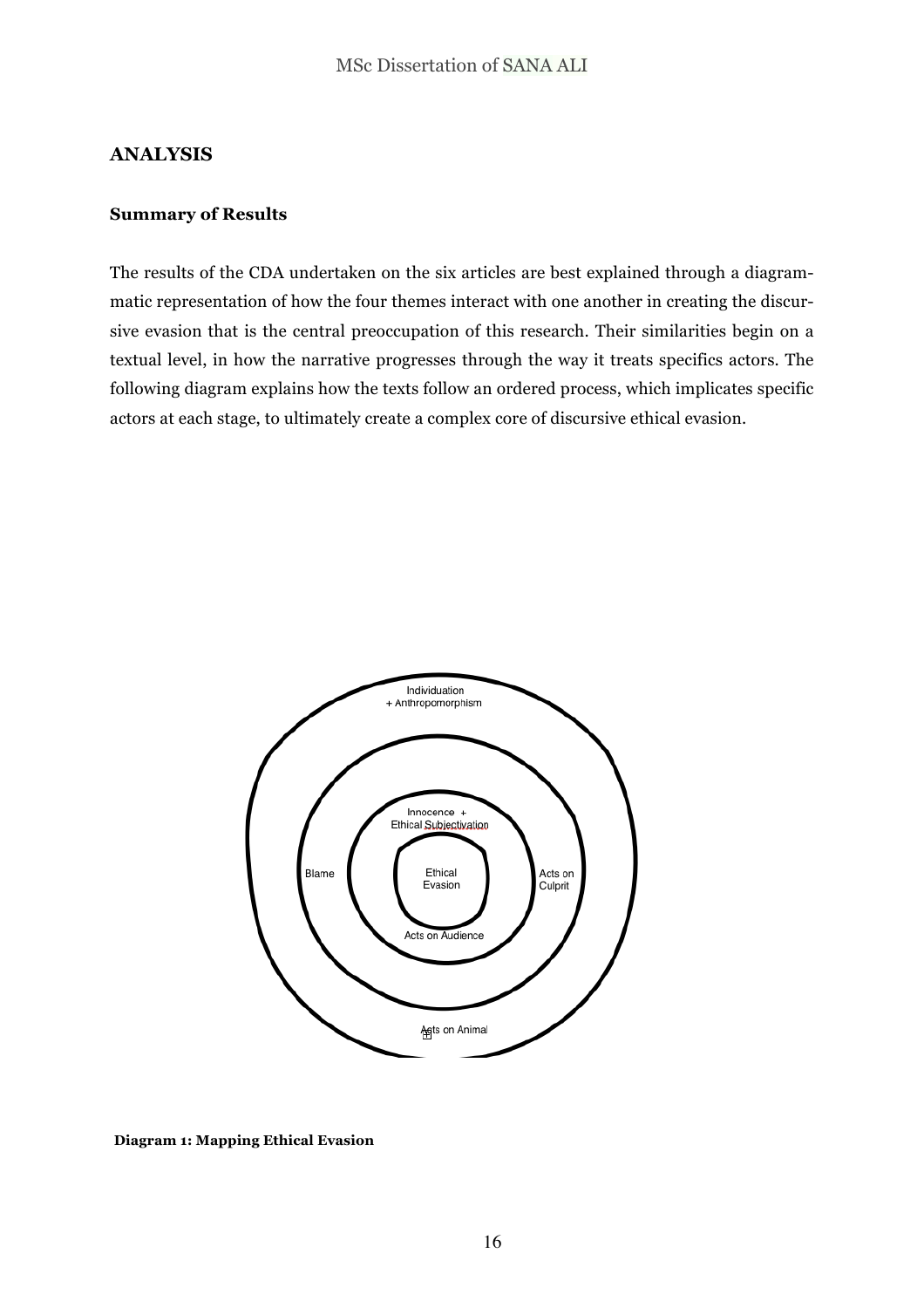# ANALYSIS

## Summary of Results

The results of the CDA undertaken on the six articles are best explained through a diagrammatic representation of how the four themes interact with one another in creating the discursive evasion that is the central preoccupation of this research. Their similarities begin on a textual level, in how the narrative progresses through the way it treats specifics actors. The following diagram explains how the texts follow an ordered process, which implicates specific actors at each stage, to ultimately create a complex core of discursive ethical evasion.

**Diagram 1: Mapping Ethical Evasion**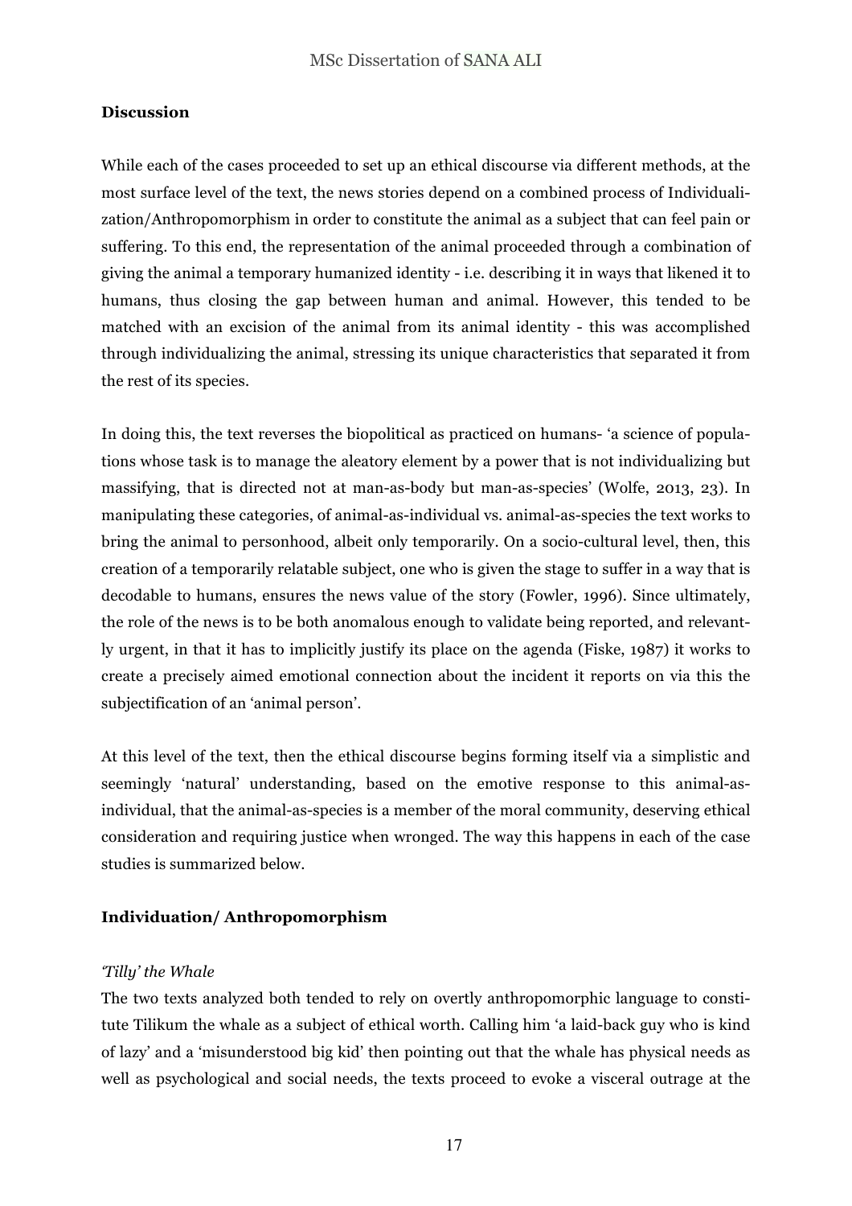**Discussion**

While each of the cases proceeded to set up an ethical discourse via different methods, at the most surface level of the text, the news stories depend on a combined process of Individualization/Anthropomorphism in order to constitute the animal as a subject that can feel pain or suffering. To this end, the representation of the animal proceeded through a combination of giving the animal a temporary humanized identity - i.e. describing it in ways that likened it to humans, thus closing the gap between human and animal. However, this tended to be matched with an excision of the animal from its animal identity - this was accomplished through individualizing the animal, stressing its unique characteristics that separated it from the rest of its species.

In doing this, the text reverses the biopolitical as practiced on humans- 'a science of populations whose task is to manage the aleatory element by a power that is not individualizing but massifying, that is directed not at man-as-body but man-as-species' (Wolfe, 2013, 23). In manipulating these categories, of animal-as-individual vs. animal-as-species the text works to bring the animal to personhood, albeit only temporarily. On a socio-cultural level, then, this creation of a temporarily relatable subject, one who is given the stage to suffer in a way that is decodable to humans, ensures the news value of the story (Fowler, 1996). Since ultimately, the role of the news is to be both anomalous enough to validate being reported, and relevantly urgent, in that it has to implicitly justify its place on the agenda (Fiske, 1987) it works to create a precisely aimed emotional connection about the incident it reports on via this the subjectification of an 'animal person'.

At this level of the text, then the ethical discourse begins forming itself via a simplistic and seemingly 'natural' understanding, based on the emotive response to this animal-as-individual, that the animal-as-species is a member of the moral community, deserving ethical consideration and requiring justice when wronged. The way this happens in each of the case studies is summarized below.

**Individuation/ Anthropomorphism**

*'Tilly' the Whale*

The two texts analyzed both tended to rely on overtly anthropomorphic language to constitute Tilikum the whale as a subject of ethical worth. Calling him 'a laid-back guy who is kind of lazy' and a 'misunderstood big kid' then pointing out that the whale has physical needs as well as psychological and social needs, the texts proceed to evoke a visceral outrage at the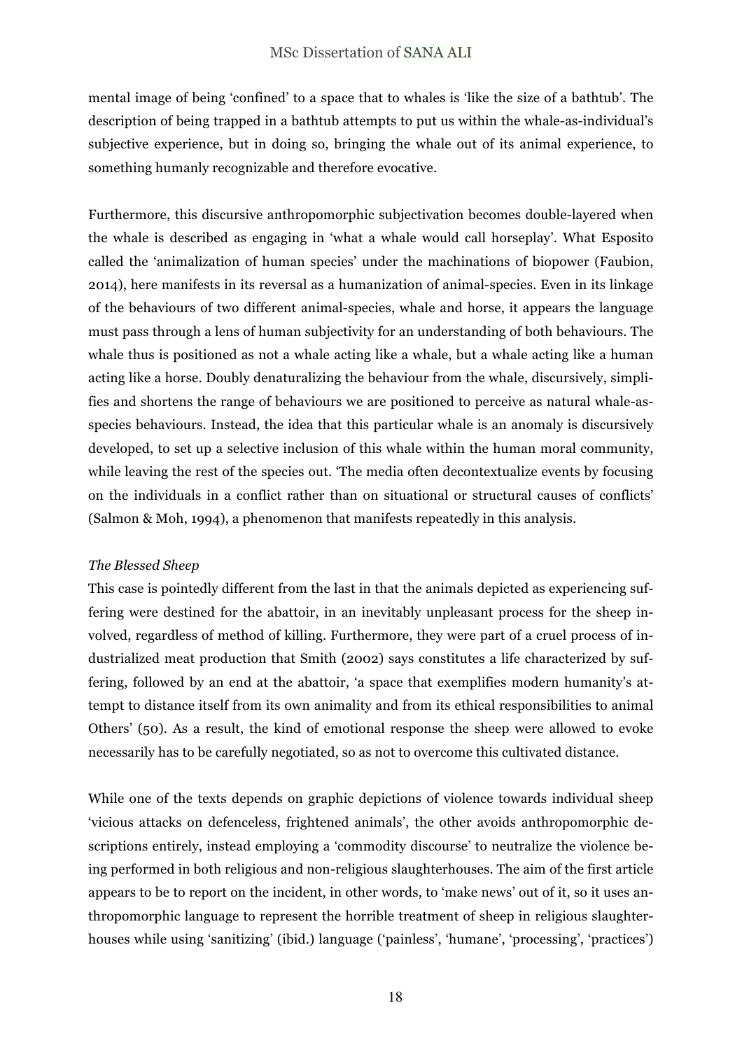mental image of being 'confined' to a space that to whales is 'like the size of a bathtub'. The description of being trapped in a bathtub attempts to put us within the whale-as-individual's subjective experience, but in doing so, bringing the whale out of its animal experience, to something humanly recognizable and therefore evocative.

Furthermore, this discursive anthropomorphic subjectivation becomes double-layered when the whale is described as engaging in 'what a whale would call horseplay'. What Esposito called the 'animalization of human species' under the machinations of biopower (Faubion, 2014), here manifests in its reversal as a humanization of animal-species. Even in its linkage of the behaviours of two different animal-species, whale and horse, it appears the language must pass through a lens of human subjectivity for an understanding of both behaviours. The whale thus is positioned as not a whale acting like a whale, but a whale acting like a human acting like a horse. Doubly denaturalizing the behaviour from the whale, discursively, simplifies and shortens the range of behaviours we are positioned to perceive as natural whale-as-species behaviours. Instead, the idea that this particular whale is an anomaly is discursively developed, to set up a selective inclusion of this whale within the human moral community, while leaving the rest of the species out. 'The media often decontextualize events by focusing on the individuals in a conflict rather than on situational or structural causes of conflicts' (Salmon & Moh, 1994), a phenomenon that manifests repeatedly in this analysis.

*The Blessed Sheep*

This case is pointedly different from the last in that the animals depicted as experiencing suffering were destined for the abattoir, in an inevitably unpleasant process for the sheep involved, regardless of method of killing. Furthermore, they were part of a cruel process of industrialized meat production that Smith (2002) says constitutes a life characterized by suffering, followed by an end at the abattoir, 'a space that exemplifies modern humanity's attempt to distance itself from its own animality and from its ethical responsibilities to animal Others' (50). As a result, the kind of emotional response the sheep were allowed to evoke necessarily has to be carefully negotiated, so as not to overcome this cultivated distance.

While one of the texts depends on graphic depictions of violence towards individual sheep 'vicious attacks on defenceless, frightened animals', the other avoids anthropomorphic descriptions entirely, instead employing a 'commodity discourse' to neutralize the violence being performed in both religious and non-religious slaughterhouses. The aim of the first article appears to be to report on the incident, in other words, to 'make news' out of it, so it uses anthropomorphic language to represent the horrible treatment of sheep in religious slaughterhouses while using 'sanitizing' (ibid.) language ('painless', 'humane', 'processing', 'practices')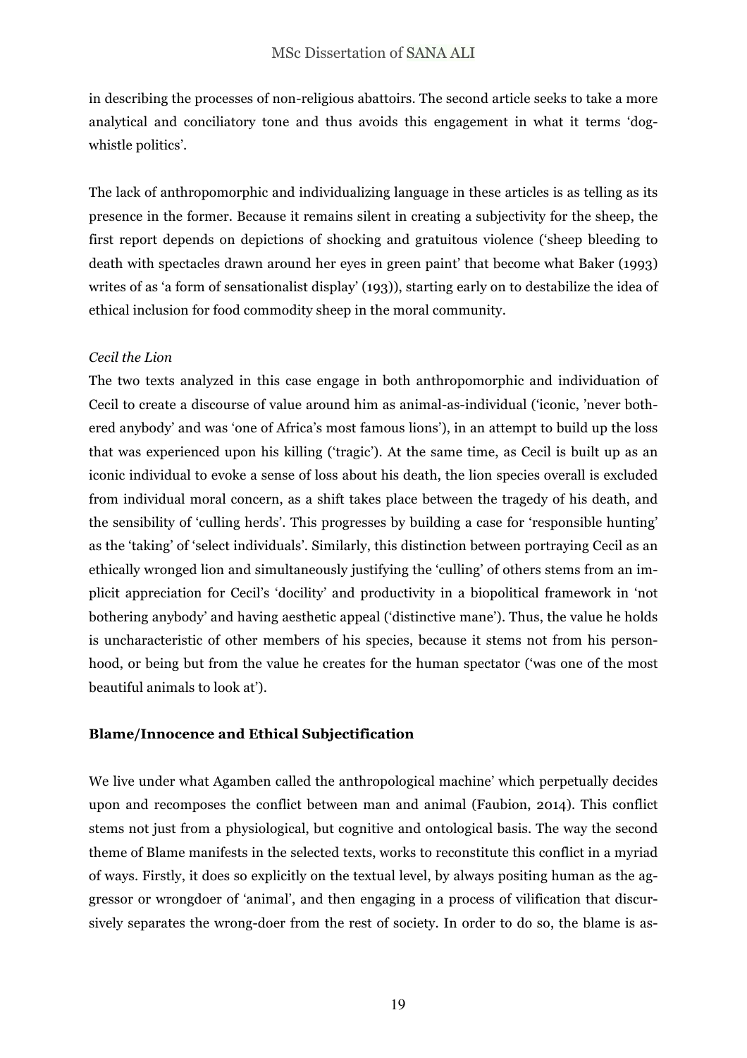in describing the processes of non-religious abattoirs. The second article seeks to take a more analytical and conciliatory tone and thus avoids this engagement in what it terms 'dog-whistle politics'.

The lack of anthropomorphic and individualizing language in these articles is as telling as its presence in the former. Because it remains silent in creating a subjectivity for the sheep, the first report depends on depictions of shocking and gratuitous violence ('sheep bleeding to death with spectacles drawn around her eyes in green paint' that become what Baker (1993) writes of as 'a form of sensationalist display' (193)), starting early on to destabilize the idea of ethical inclusion for food commodity sheep in the moral community.

*Cecil the Lion*

The two texts analyzed in this case engage in both anthropomorphic and individuation of Cecil to create a discourse of value around him as animal-as-individual ('iconic, 'never bothered anybody' and was 'one of Africa's most famous lions'), in an attempt to build up the loss that was experienced upon his killing ('tragic'). At the same time, as Cecil is built up as an iconic individual to evoke a sense of loss about his death, the lion species overall is excluded from individual moral concern, as a shift takes place between the tragedy of his death, and the sensibility of 'culling herds'. This progresses by building a case for 'responsible hunting' as the 'taking' of 'select individuals'. Similarly, this distinction between portraying Cecil as an ethically wronged lion and simultaneously justifying the 'culling' of others stems from an implicit appreciation for Cecil's 'docility' and productivity in a biopolitical framework in 'not bothering anybody' and having aesthetic appeal ('distinctive mane'). Thus, the value he holds is uncharacteristic of other members of his species, because it stems not from his personhood, or being but from the value he creates for the human spectator ('was one of the most beautiful animals to look at').

### Blame/Innocence and Ethical Subjectification

We live under what Agamben called the anthropological machine' which perpetually decides upon and recomposes the conflict between man and animal (Faubion, 2014). This conflict stems not just from a physiological, but cognitive and ontological basis. The way the second theme of Blame manifests in the selected texts, works to reconstitute this conflict in a myriad of ways. Firstly, it does so explicitly on the textual level, by always positing human as the aggressor or wrongdoer of 'animal', and then engaging in a process of vilification that discursively separates the wrong-doer from the rest of society. In order to do so, the blame is as-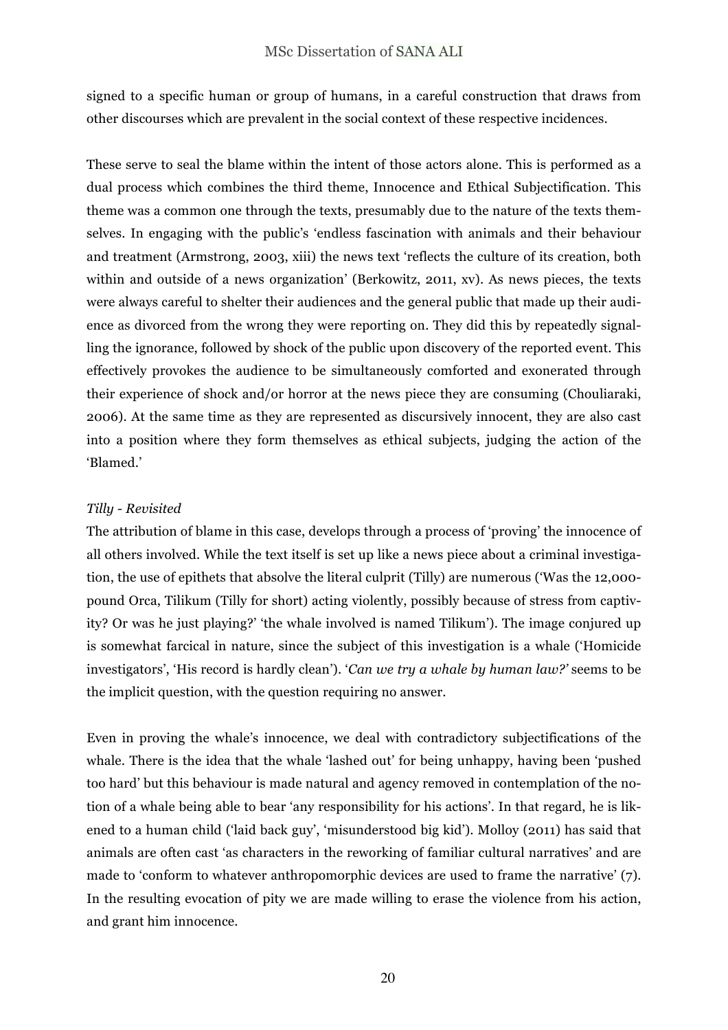signed to a specific human or group of humans, in a careful construction that draws from other discourses which are prevalent in the social context of these respective incidences.

These serve to seal the blame within the intent of those actors alone. This is performed as a dual process which combines the third theme, Innocence and Ethical Subjectification. This theme was a common one through the texts, presumably due to the nature of the texts themselves. In engaging with the public's 'endless fascination with animals and their behaviour and treatment (Armstrong, 2003, xiii) the news text 'reflects the culture of its creation, both within and outside of a news organization' (Berkowitz, 2011, xv). As news pieces, the texts were always careful to shelter their audiences and the general public that made up their audience as divorced from the wrong they were reporting on. They did this by repeatedly signalling the ignorance, followed by shock of the public upon discovery of the reported event. This effectively provokes the audience to be simultaneously comforted and exonerated through their experience of shock and/or horror at the news piece they are consuming (Chouliaraki, 2006). At the same time as they are represented as discursively innocent, they are also cast into a position where they form themselves as ethical subjects, judging the action of the 'Blamed.'

*Tilly - Revisited*

The attribution of blame in this case, develops through a process of 'proving' the innocence of all others involved. While the text itself is set up like a news piece about a criminal investigation, the use of epithets that absolve the literal culprit (Tilly) are numerous ('Was the 12,000-pound Orca, Tilikum (Tilly for short) acting violently, possibly because of stress from captivity? Or was he just playing?' 'the whale involved is named Tilikum'). The image conjured up is somewhat farcical in nature, since the subject of this investigation is a whale ('Homicide investigators', 'His record is hardly clean'). '*Can we try a whale by human law?*' seems to be the implicit question, with the question requiring no answer.

Even in proving the whale's innocence, we deal with contradictory subjectifications of the whale. There is the idea that the whale 'lashed out' for being unhappy, having been 'pushed too hard' but this behaviour is made natural and agency removed in contemplation of the notion of a whale being able to bear 'any responsibility for his actions'. In that regard, he is likened to a human child ('laid back guy', 'misunderstood big kid'). Molloy (2011) has said that animals are often cast 'as characters in the reworking of familiar cultural narratives' and are made to 'conform to whatever anthropomorphic devices are used to frame the narrative' (7). In the resulting evocation of pity we are made willing to erase the violence from his action, and grant him innocence.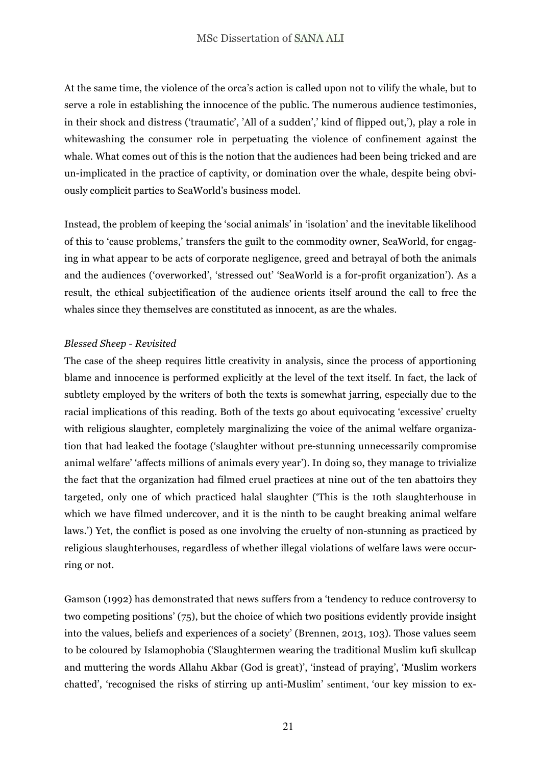At the same time, the violence of the orca's action is called upon not to vilify the whale, but to serve a role in establishing the innocence of the public. The numerous audience testimonies, in their shock and distress ('traumatic', 'All of a sudden',' kind of flipped out,'), play a role in whitewashing the consumer role in perpetuating the violence of confinement against the whale. What comes out of this is the notion that the audiences had been being tricked and are un-implicated in the practice of captivity, or domination over the whale, despite being obviously complicit parties to SeaWorld's business model.

Instead, the problem of keeping the 'social animals' in 'isolation' and the inevitable likelihood of this to 'cause problems,' transfers the guilt to the commodity owner, SeaWorld, for engaging in what appear to be acts of corporate negligence, greed and betrayal of both the animals and the audiences ('overworked', 'stressed out' 'SeaWorld is a for-profit organization'). As a result, the ethical subjectification of the audience orients itself around the call to free the whales since they themselves are constituted as innocent, as are the whales.

*Blessed Sheep - Revisited*

The case of the sheep requires little creativity in analysis, since the process of apportioning blame and innocence is performed explicitly at the level of the text itself. In fact, the lack of subtlety employed by the writers of both the texts is somewhat jarring, especially due to the racial implications of this reading. Both of the texts go about equivocating 'excessive' cruelty with religious slaughter, completely marginalizing the voice of the animal welfare organization that had leaked the footage ('slaughter without pre-stunning unnecessarily compromise animal welfare' 'affects millions of animals every year'). In doing so, they manage to trivialize the fact that the organization had filmed cruel practices at nine out of the ten abattoirs they targeted, only one of which practiced halal slaughter ('This is the 10th slaughterhouse in which we have filmed undercover, and it is the ninth to be caught breaking animal welfare laws.') Yet, the conflict is posed as one involving the cruelty of non-stunning as practiced by religious slaughterhouses, regardless of whether illegal violations of welfare laws were occurring or not.

Gamson (1992) has demonstrated that news suffers from a 'tendency to reduce controversy to two competing positions' (75), but the choice of which two positions evidently provide insight into the values, beliefs and experiences of a society' (Brennen, 2013, 103). Those values seem to be coloured by Islamophobia ('Slaughtermen wearing the traditional Muslim kufi skullcap and muttering the words Allahu Akbar (God is great)', 'instead of praying', 'Muslim workers chatted', 'recognised the risks of stirring up anti-Muslim' sentiment, 'our key mission to ex-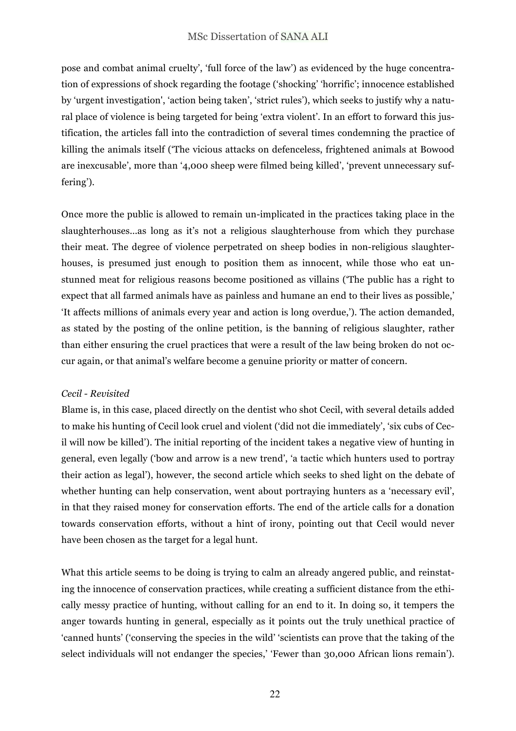pose and combat animal cruelty', 'full force of the law') as evidenced by the huge concentration of expressions of shock regarding the footage ('shocking' 'horrific'; innocence established by 'urgent investigation', 'action being taken', 'strict rules'), which seeks to justify why a natural place of violence is being targeted for being 'extra violent'. In an effort to forward this justification, the articles fall into the contradiction of several times condemning the practice of killing the animals itself ('The vicious attacks on defenceless, frightened animals at Bowood are inexcusable', more than '4,000 sheep were filmed being killed', 'prevent unnecessary suffering').

Once more the public is allowed to remain un-implicated in the practices taking place in the slaughterhouses...as long as it's not a religious slaughterhouse from which they purchase their meat. The degree of violence perpetrated on sheep bodies in non-religious slaughterhouses, is presumed just enough to position them as innocent, while those who eat unstunned meat for religious reasons become positioned as villains ('The public has a right to expect that all farmed animals have as painless and humane an end to their lives as possible,' 'It affects millions of animals every year and action is long overdue,'). The action demanded, as stated by the posting of the online petition, is the banning of religious slaughter, rather than either ensuring the cruel practices that were a result of the law being broken do not occur again, or that animal's welfare become a genuine priority or matter of concern.

*Cecil - Revisited*

Blame is, in this case, placed directly on the dentist who shot Cecil, with several details added to make his hunting of Cecil look cruel and violent ('did not die immediately', 'six cubs of Cecil will now be killed'). The initial reporting of the incident takes a negative view of hunting in general, even legally ('bow and arrow is a new trend', 'a tactic which hunters used to portray their action as legal'), however, the second article which seeks to shed light on the debate of whether hunting can help conservation, went about portraying hunters as a 'necessary evil', in that they raised money for conservation efforts. The end of the article calls for a donation towards conservation efforts, without a hint of irony, pointing out that Cecil would never have been chosen as the target for a legal hunt.

What this article seems to be doing is trying to calm an already angered public, and reinstating the innocence of conservation practices, while creating a sufficient distance from the ethically messy practice of hunting, without calling for an end to it. In doing so, it tempers the anger towards hunting in general, especially as it points out the truly unethical practice of 'canned hunts' ('conserving the species in the wild' 'scientists can prove that the taking of the select individuals will not endanger the species,' 'Fewer than 30,000 African lions remain').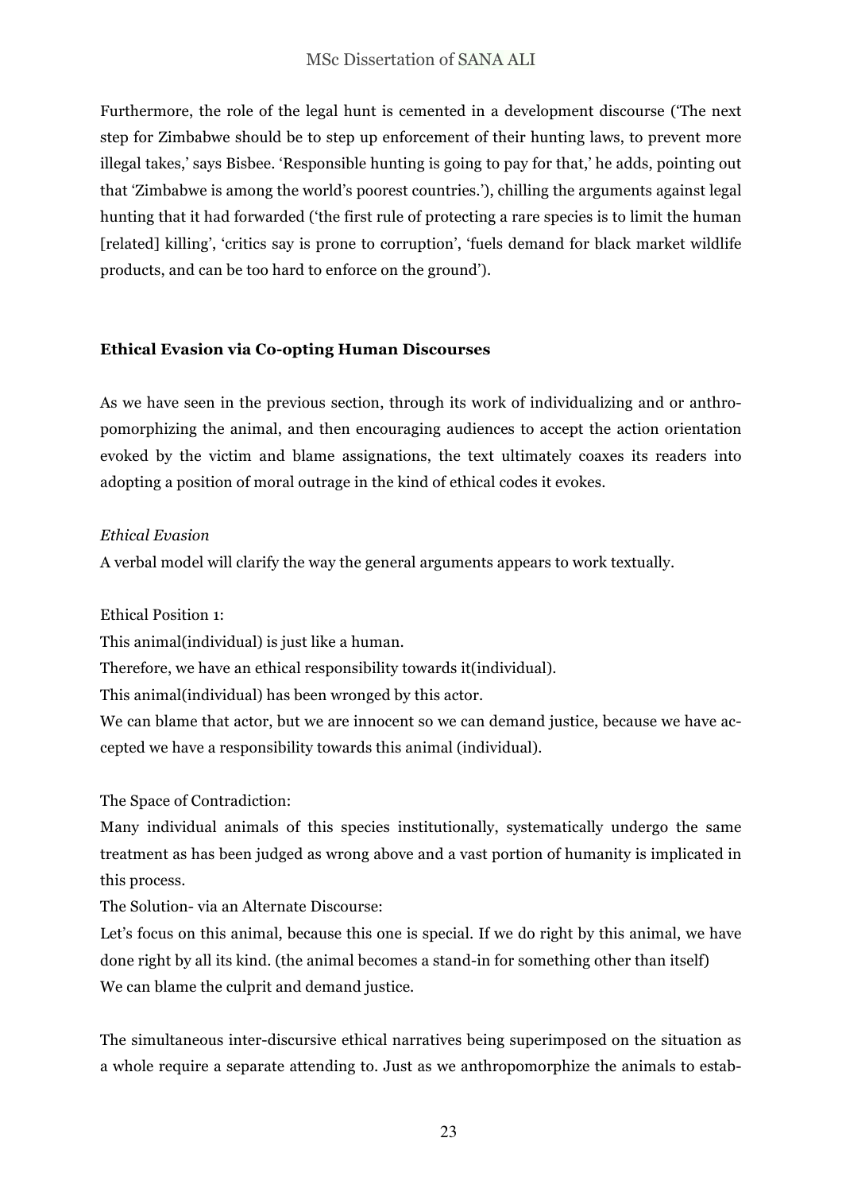Furthermore, the role of the legal hunt is cemented in a development discourse ('The next step for Zimbabwe should be to step up enforcement of their hunting laws, to prevent more illegal takes,' says Bisbee. 'Responsible hunting is going to pay for that,' he adds, pointing out that 'Zimbabwe is among the world's poorest countries.'), chilling the arguments against legal hunting that it had forwarded ('the first rule of protecting a rare species is to limit the human [related] killing', 'critics say is prone to corruption', 'fuels demand for black market wildlife products, and can be too hard to enforce on the ground').

### Ethical Evasion via Co-opting Human Discourses

As we have seen in the previous section, through its work of individualizing and or anthropomorphizing the animal, and then encouraging audiences to accept the action orientation evoked by the victim and blame assignations, the text ultimately coaxes its readers into adopting a position of moral outrage in the kind of ethical codes it evokes.

*Ethical Evasion*

A verbal model will clarify the way the general arguments appears to work textually.

Ethical Position 1:
This animal(individual) is just like a human.
Therefore, we have an ethical responsibility towards it(individual).
This animal(individual) has been wronged by this actor.
We can blame that actor, but we are innocent so we can demand justice, because we have accepted we have a responsibility towards this animal (individual).

The Space of Contradiction:
Many individual animals of this species institutionally, systematically undergo the same treatment as has been judged as wrong above and a vast portion of humanity is implicated in this process.
The Solution- via an Alternate Discourse:
Let's focus on this animal, because this one is special. If we do right by this animal, we have done right by all its kind. (the animal becomes a stand-in for something other than itself)
We can blame the culprit and demand justice.

The simultaneous inter-discursive ethical narratives being superimposed on the situation as a whole require a separate attending to. Just as we anthropomorphize the animals to estab-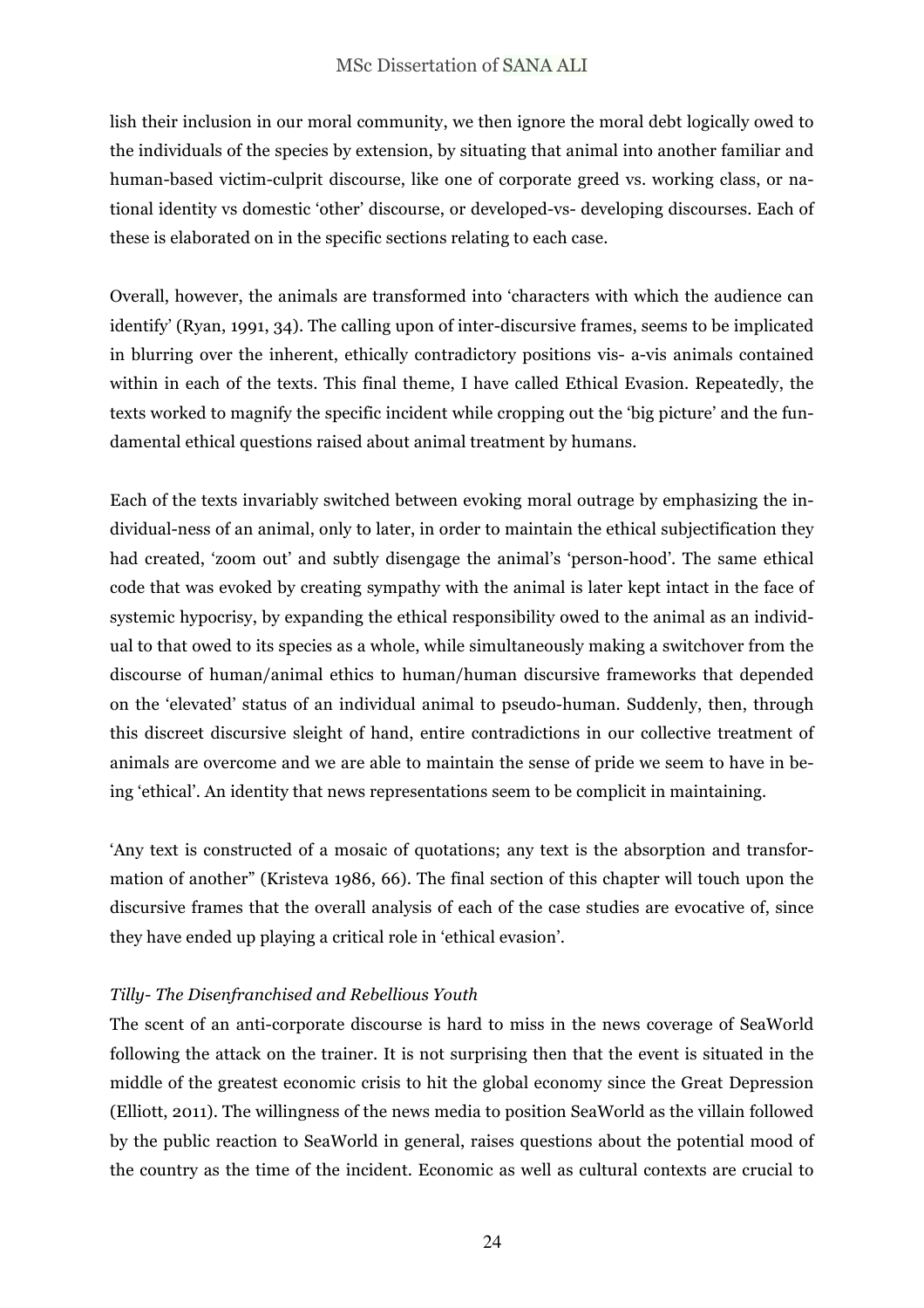lish their inclusion in our moral community, we then ignore the moral debt logically owed to the individuals of the species by extension, by situating that animal into another familiar and human-based victim-culprit discourse, like one of corporate greed vs. working class, or national identity vs domestic 'other' discourse, or developed-vs- developing discourses. Each of these is elaborated on in the specific sections relating to each case.

Overall, however, the animals are transformed into 'characters with which the audience can identify' (Ryan, 1991, 34). The calling upon of inter-discursive frames, seems to be implicated in blurring over the inherent, ethically contradictory positions vis- a-vis animals contained within in each of the texts. This final theme, I have called Ethical Evasion. Repeatedly, the texts worked to magnify the specific incident while cropping out the 'big picture' and the fundamental ethical questions raised about animal treatment by humans.

Each of the texts invariably switched between evoking moral outrage by emphasizing the individual-ness of an animal, only to later, in order to maintain the ethical subjectification they had created, 'zoom out' and subtly disengage the animal's 'person-hood'. The same ethical code that was evoked by creating sympathy with the animal is later kept intact in the face of systemic hypocrisy, by expanding the ethical responsibility owed to the animal as an individual to that owed to its species as a whole, while simultaneously making a switchover from the discourse of human/animal ethics to human/human discursive frameworks that depended on the 'elevated' status of an individual animal to pseudo-human. Suddenly, then, through this discreet discursive sleight of hand, entire contradictions in our collective treatment of animals are overcome and we are able to maintain the sense of pride we seem to have in being 'ethical'. An identity that news representations seem to be complicit in maintaining.

'Any text is constructed of a mosaic of quotations; any text is the absorption and transformation of another" (Kristeva 1986, 66). The final section of this chapter will touch upon the discursive frames that the overall analysis of each of the case studies are evocative of, since they have ended up playing a critical role in 'ethical evasion'.

*Tilly- The Disenfranchised and Rebellious Youth*

The scent of an anti-corporate discourse is hard to miss in the news coverage of SeaWorld following the attack on the trainer. It is not surprising then that the event is situated in the middle of the greatest economic crisis to hit the global economy since the Great Depression (Elliott, 2011). The willingness of the news media to position SeaWorld as the villain followed by the public reaction to SeaWorld in general, raises questions about the potential mood of the country as the time of the incident. Economic as well as cultural contexts are crucial to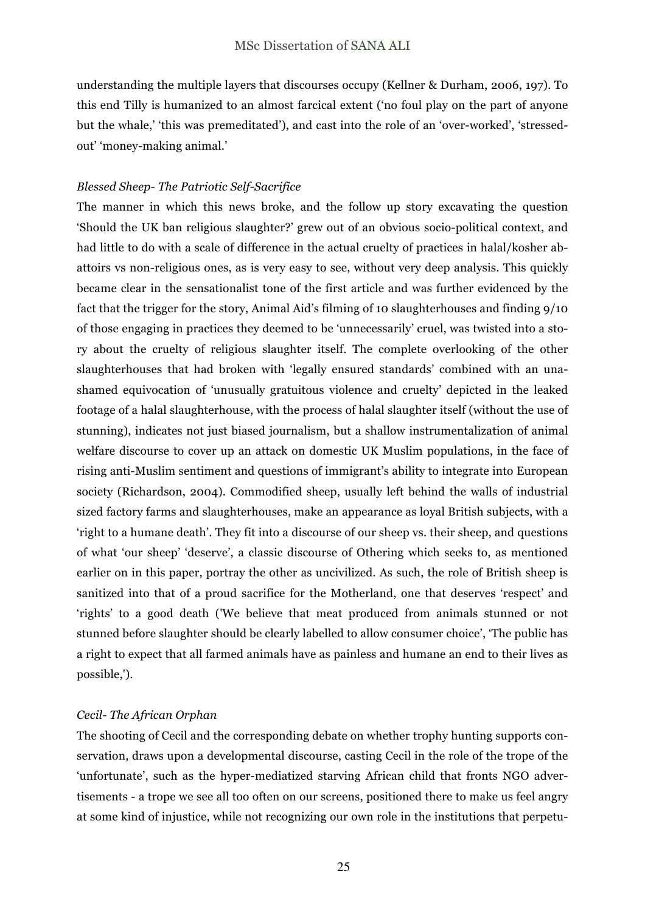understanding the multiple layers that discourses occupy (Kellner & Durham, 2006, 197). To this end Tilly is humanized to an almost farcical extent ('no foul play on the part of anyone but the whale,' 'this was premeditated'), and cast into the role of an 'over-worked', 'stressed-out' 'money-making animal.'

### *Blessed Sheep- The Patriotic Self-Sacrifice*

The manner in which this news broke, and the follow up story excavating the question 'Should the UK ban religious slaughter?' grew out of an obvious socio-political context, and had little to do with a scale of difference in the actual cruelty of practices in halal/kosher abattoirs vs non-religious ones, as is very easy to see, without very deep analysis. This quickly became clear in the sensationalist tone of the first article and was further evidenced by the fact that the trigger for the story, Animal Aid's filming of 10 slaughterhouses and finding 9/10 of those engaging in practices they deemed to be 'unnecessarily' cruel, was twisted into a story about the cruelty of religious slaughter itself. The complete overlooking of the other slaughterhouses that had broken with 'legally ensured standards' combined with an unashamed equivocation of 'unusually gratuitous violence and cruelty' depicted in the leaked footage of a halal slaughterhouse, with the process of halal slaughter itself (without the use of stunning), indicates not just biased journalism, but a shallow instrumentalization of animal welfare discourse to cover up an attack on domestic UK Muslim populations, in the face of rising anti-Muslim sentiment and questions of immigrant's ability to integrate into European society (Richardson, 2004). Commodified sheep, usually left behind the walls of industrial sized factory farms and slaughterhouses, make an appearance as loyal British subjects, with a 'right to a humane death'. They fit into a discourse of our sheep vs. their sheep, and questions of what 'our sheep' 'deserve', a classic discourse of Othering which seeks to, as mentioned earlier on in this paper, portray the other as uncivilized. As such, the role of British sheep is sanitized into that of a proud sacrifice for the Motherland, one that deserves 'respect' and 'rights' to a good death ('We believe that meat produced from animals stunned or not stunned before slaughter should be clearly labelled to allow consumer choice', 'The public has a right to expect that all farmed animals have as painless and humane an end to their lives as possible,').

### *Cecil- The African Orphan*

The shooting of Cecil and the corresponding debate on whether trophy hunting supports conservation, draws upon a developmental discourse, casting Cecil in the role of the trope of the 'unfortunate', such as the hyper-mediatized starving African child that fronts NGO advertisements - a trope we see all too often on our screens, positioned there to make us feel angry at some kind of injustice, while not recognizing our own role in the institutions that perpetu-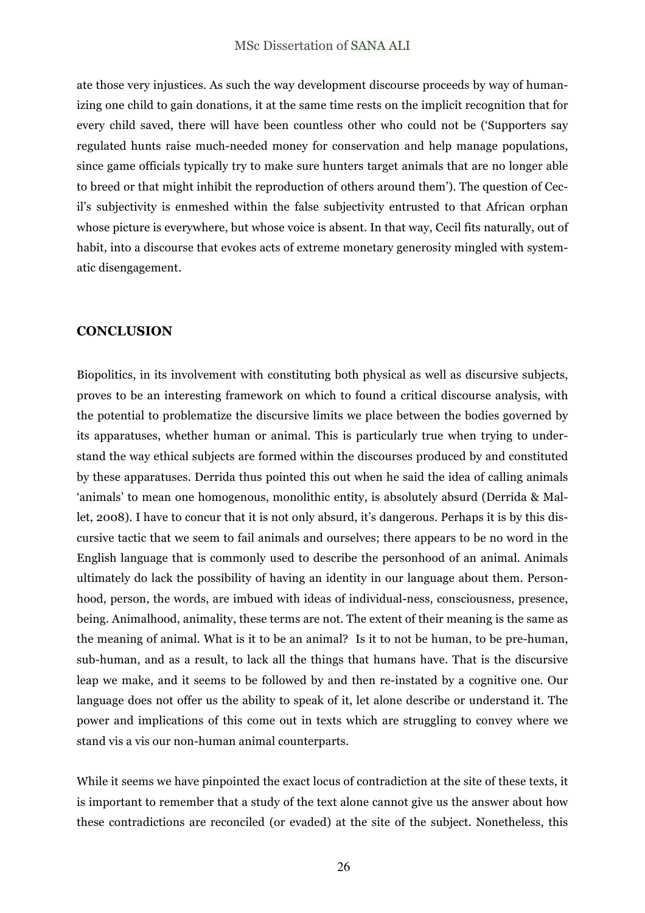ate those very injustices. As such the way development discourse proceeds by way of humanizing one child to gain donations, it at the same time rests on the implicit recognition that for every child saved, there will have been countless other who could not be ('Supporters say regulated hunts raise much-needed money for conservation and help manage populations, since game officials typically try to make sure hunters target animals that are no longer able to breed or that might inhibit the reproduction of others around them'). The question of Cecil's subjectivity is enmeshed within the false subjectivity entrusted to that African orphan whose picture is everywhere, but whose voice is absent. In that way, Cecil fits naturally, out of habit, into a discourse that evokes acts of extreme monetary generosity mingled with systematic disengagement.

## CONCLUSION

Biopolitics, in its involvement with constituting both physical as well as discursive subjects, proves to be an interesting framework on which to found a critical discourse analysis, with the potential to problematize the discursive limits we place between the bodies governed by its apparatuses, whether human or animal. This is particularly true when trying to understand the way ethical subjects are formed within the discourses produced by and constituted by these apparatuses. Derrida thus pointed this out when he said the idea of calling animals 'animals' to mean one homogenous, monolithic entity, is absolutely absurd (Derrida & Mallet, 2008). I have to concur that it is not only absurd, it's dangerous. Perhaps it is by this discursive tactic that we seem to fail animals and ourselves; there appears to be no word in the English language that is commonly used to describe the personhood of an animal. Animals ultimately do lack the possibility of having an identity in our language about them. Personhood, person, the words, are imbued with ideas of individual-ness, consciousness, presence, being. Animalhood, animality, these terms are not. The extent of their meaning is the same as the meaning of animal. What is it to be an animal? Is it to not be human, to be pre-human, sub-human, and as a result, to lack all the things that humans have. That is the discursive leap we make, and it seems to be followed by and then re-instated by a cognitive one. Our language does not offer us the ability to speak of it, let alone describe or understand it. The power and implications of this come out in texts which are struggling to convey where we stand vis a vis our non-human animal counterparts.

While it seems we have pinpointed the exact locus of contradiction at the site of these texts, it is important to remember that a study of the text alone cannot give us the answer about how these contradictions are reconciled (or evaded) at the site of the subject. Nonetheless, this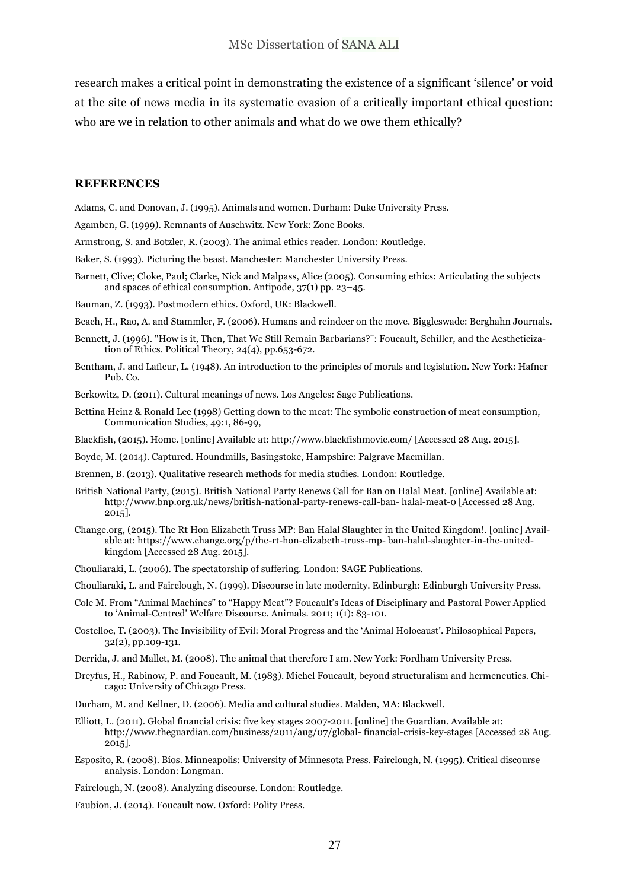research makes a critical point in demonstrating the existence of a significant 'silence' or void at the site of news media in its systematic evasion of a critically important ethical question: who are we in relation to other animals and what do we owe them ethically?

## REFERENCES

Adams, C. and Donovan, J. (1995). Animals and women. Durham: Duke University Press.

Agamben, G. (1999). Remnants of Auschwitz. New York: Zone Books.

Armstrong, S. and Botzler, R. (2003). The animal ethics reader. London: Routledge.

Baker, S. (1993). Picturing the beast. Manchester: Manchester University Press.

Barnett, Clive; Cloke, Paul; Clarke, Nick and Malpass, Alice (2005). Consuming ethics: Articulating the subjects and spaces of ethical consumption. Antipode, 37(1) pp. 23–45.

Bauman, Z. (1993). Postmodern ethics. Oxford, UK: Blackwell.

Beach, H., Rao, A. and Stammler, F. (2006). Humans and reindeer on the move. Biggleswade: Berghahn Journals.

Bennett, J. (1996). "How is it, Then, That We Still Remain Barbarians?": Foucault, Schiller, and the Aestheticization of Ethics. Political Theory, 24(4), pp.653-672.

Bentham, J. and Lafleur, L. (1948). An introduction to the principles of morals and legislation. New York: Hafner Pub. Co.

Berkowitz, D. (2011). Cultural meanings of news. Los Angeles: Sage Publications.

Bettina Heinz & Ronald Lee (1998) Getting down to the meat: The symbolic construction of meat consumption, Communication Studies, 49:1, 86-99,

Blackfish, (2015). Home. [online] Available at: http://www.blackfishmovie.com/ [Accessed 28 Aug. 2015].

Boyde, M. (2014). Captured. Houndmills, Basingstoke, Hampshire: Palgrave Macmillan.

Brennen, B. (2013). Qualitative research methods for media studies. London: Routledge.

British National Party, (2015). British National Party Renews Call for Ban on Halal Meat. [online] Available at: http://www.bnp.org.uk/news/british-national-party-renews-call-ban- halal-meat-0 [Accessed 28 Aug. 2015].

Change.org, (2015). The Rt Hon Elizabeth Truss MP: Ban Halal Slaughter in the United Kingdom!. [online] Available at: https://www.change.org/p/the-rt-hon-elizabeth-truss-mp- ban-halal-slaughter-in-the-united-kingdom [Accessed 28 Aug. 2015].

Chouliaraki, L. (2006). The spectatorship of suffering. London: SAGE Publications.

Chouliaraki, L. and Fairclough, N. (1999). Discourse in late modernity. Edinburgh: Edinburgh University Press.

Cole M. From "Animal Machines" to "Happy Meat"? Foucault's Ideas of Disciplinary and Pastoral Power Applied to 'Animal-Centred' Welfare Discourse. Animals. 2011; 1(1): 83-101.

Costelloe, T. (2003). The Invisibility of Evil: Moral Progress and the 'Animal Holocaust'. Philosophical Papers, 32(2), pp.109-131.

Derrida, J. and Mallet, M. (2008). The animal that therefore I am. New York: Fordham University Press.

Dreyfus, H., Rabinow, P. and Foucault, M. (1983). Michel Foucault, beyond structuralism and hermeneutics. Chicago: University of Chicago Press.

Durham, M. and Kellner, D. (2006). Media and cultural studies. Malden, MA: Blackwell.

Elliott, L. (2011). Global financial crisis: five key stages 2007-2011. [online] the Guardian. Available at: http://www.theguardian.com/business/2011/aug/07/global- financial-crisis-key-stages [Accessed 28 Aug. 2015].

Esposito, R. (2008). Bíos. Minneapolis: University of Minnesota Press. Fairclough, N. (1995). Critical discourse analysis. London: Longman.

Fairclough, N. (2008). Analyzing discourse. London: Routledge.

Faubion, J. (2014). Foucault now. Oxford: Polity Press.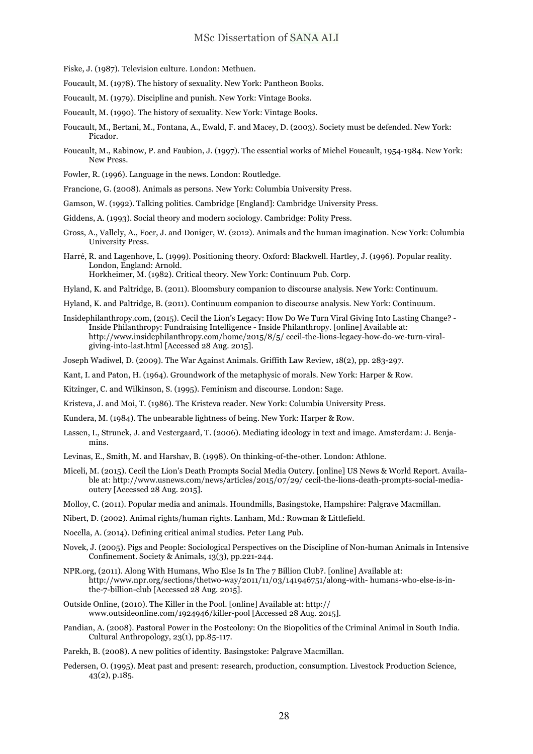Fiske, J. (1987). Television culture. London: Methuen.

Foucault, M. (1978). The history of sexuality. New York: Pantheon Books.

Foucault, M. (1979). Discipline and punish. New York: Vintage Books.

Foucault, M. (1990). The history of sexuality. New York: Vintage Books.

Foucault, M., Bertani, M., Fontana, A., Ewald, F. and Macey, D. (2003). Society must be defended. New York: Picador.

Foucault, M., Rabinow, P. and Faubion, J. (1997). The essential works of Michel Foucault, 1954-1984. New York: New Press.

Fowler, R. (1996). Language in the news. London: Routledge.

Francione, G. (2008). Animals as persons. New York: Columbia University Press.

Gamson, W. (1992). Talking politics. Cambridge [England]: Cambridge University Press.

Giddens, A. (1993). Social theory and modern sociology. Cambridge: Polity Press.

Gross, A., Vallely, A., Foer, J. and Doniger, W. (2012). Animals and the human imagination. New York: Columbia University Press.

Harré, R. and Lagenhove, L. (1999). Positioning theory. Oxford: Blackwell. Hartley, J. (1996). Popular reality. London, England: Arnold.
Horkheimer, M. (1982). Critical theory. New York: Continuum Pub. Corp.

Hyland, K. and Paltridge, B. (2011). Bloomsbury companion to discourse analysis. New York: Continuum.

Hyland, K. and Paltridge, B. (2011). Continuum companion to discourse analysis. New York: Continuum.

Insidephilanthropy.com, (2015). Cecil the Lion's Legacy: How Do We Turn Viral Giving Into Lasting Change? - Inside Philanthropy: Fundraising Intelligence - Inside Philanthropy. [online] Available at: http://www.insidephilanthropy.com/home/2015/8/5/ cecil-the-lions-legacy-how-do-we-turn-viral-giving-into-last.html [Accessed 28 Aug. 2015].

Joseph Wadiwel, D. (2009). The War Against Animals. Griffith Law Review, 18(2), pp. 283-297.

Kant, I. and Paton, H. (1964). Groundwork of the metaphysic of morals. New York: Harper & Row.

Kitzinger, C. and Wilkinson, S. (1995). Feminism and discourse. London: Sage.

Kristeva, J. and Moi, T. (1986). The Kristeva reader. New York: Columbia University Press.

Kundera, M. (1984). The unbearable lightness of being. New York: Harper & Row.

Lassen, I., Strunck, J. and Vestergaard, T. (2006). Mediating ideology in text and image. Amsterdam: J. Benjamins.

Levinas, E., Smith, M. and Harshav, B. (1998). On thinking-of-the-other. London: Athlone.

Miceli, M. (2015). Cecil the Lion's Death Prompts Social Media Outcry. [online] US News & World Report. Available at: http://www.usnews.com/news/articles/2015/07/29/ cecil-the-lions-death-prompts-social-media-outcry [Accessed 28 Aug. 2015].

Molloy, C. (2011). Popular media and animals. Houndmills, Basingstoke, Hampshire: Palgrave Macmillan.

Nibert, D. (2002). Animal rights/human rights. Lanham, Md.: Rowman & Littlefield.

Nocella, A. (2014). Defining critical animal studies. Peter Lang Pub.

Novek, J. (2005). Pigs and People: Sociological Perspectives on the Discipline of Non-human Animals in Intensive Confinement. Society & Animals, 13(3), pp.221-244.

NPR.org, (2011). Along With Humans, Who Else Is In The 7 Billion Club?. [online] Available at: http://www.npr.org/sections/thetwo-way/2011/11/03/141946751/along-with- humans-who-else-is-in-the-7-billion-club [Accessed 28 Aug. 2015].

Outside Online, (2010). The Killer in the Pool. [online] Available at: http:// www.outsideonline.com/1924946/killer-pool [Accessed 28 Aug. 2015].

Pandian, A. (2008). Pastoral Power in the Postcolony: On the Biopolitics of the Criminal Animal in South India. Cultural Anthropology, 23(1), pp.85-117.

Parekh, B. (2008). A new politics of identity. Basingstoke: Palgrave Macmillan.

Pedersen, O. (1995). Meat past and present: research, production, consumption. Livestock Production Science, 43(2), p.185.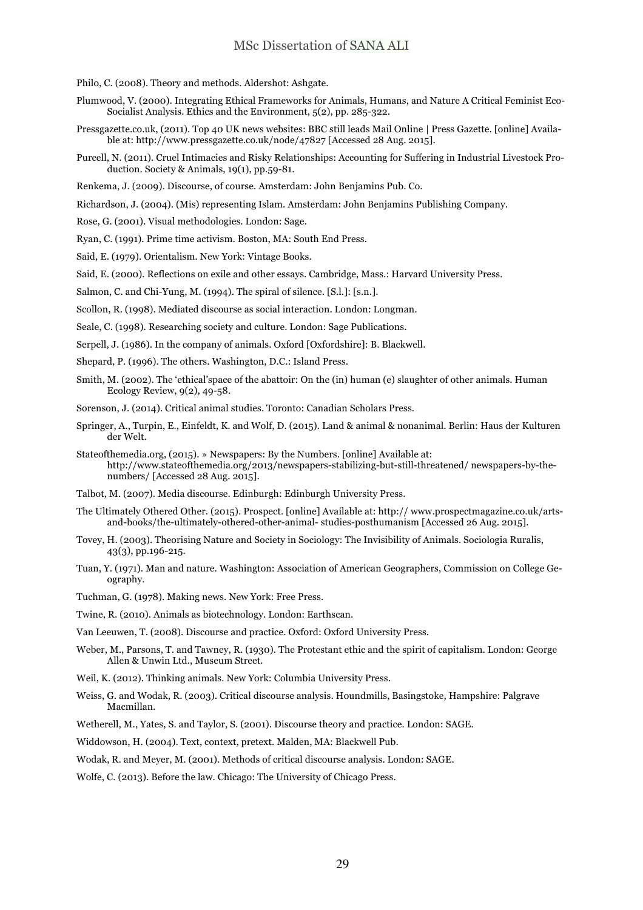Philo, C. (2008). Theory and methods. Aldershot: Ashgate.

Plumwood, V. (2000). Integrating Ethical Frameworks for Animals, Humans, and Nature A Critical Feminist Eco-Socialist Analysis. Ethics and the Environment, 5(2), pp. 285-322.

Pressgazette.co.uk, (2011). Top 40 UK news websites: BBC still leads Mail Online | Press Gazette. [online] Available at: http://www.pressgazette.co.uk/node/47827 [Accessed 28 Aug. 2015].

Purcell, N. (2011). Cruel Intimacies and Risky Relationships: Accounting for Suffering in Industrial Livestock Production. Society & Animals, 19(1), pp.59-81.

Renkema, J. (2009). Discourse, of course. Amsterdam: John Benjamins Pub. Co.

Richardson, J. (2004). (Mis) representing Islam. Amsterdam: John Benjamins Publishing Company.

Rose, G. (2001). Visual methodologies. London: Sage.

Ryan, C. (1991). Prime time activism. Boston, MA: South End Press.

Said, E. (1979). Orientalism. New York: Vintage Books.

Said, E. (2000). Reflections on exile and other essays. Cambridge, Mass.: Harvard University Press.

Salmon, C. and Chi-Yung, M. (1994). The spiral of silence. [S.l.]: [s.n.].

Scollon, R. (1998). Mediated discourse as social interaction. London: Longman.

Seale, C. (1998). Researching society and culture. London: Sage Publications.

Serpell, J. (1986). In the company of animals. Oxford [Oxfordshire]: B. Blackwell.

Shepard, P. (1996). The others. Washington, D.C.: Island Press.

Smith, M. (2002). The 'ethical'space of the abattoir: On the (in) human (e) slaughter of other animals. Human Ecology Review, 9(2), 49-58.

Sorenson, J. (2014). Critical animal studies. Toronto: Canadian Scholars Press.

Springer, A., Turpin, E., Einfeldt, K. and Wolf, D. (2015). Land & animal & nonanimal. Berlin: Haus der Kulturen der Welt.

Stateofthemedia.org, (2015). » Newspapers: By the Numbers. [online] Available at: http://www.stateofthemedia.org/2013/newspapers-stabilizing-but-still-threatened/ newspapers-by-the-numbers/ [Accessed 28 Aug. 2015].

Talbot, M. (2007). Media discourse. Edinburgh: Edinburgh University Press.

The Ultimately Othered Other. (2015). Prospect. [online] Available at: http:// www.prospectmagazine.co.uk/arts-and-books/the-ultimately-othered-other-animal- studies-posthumanism [Accessed 26 Aug. 2015].

Tovey, H. (2003). Theorising Nature and Society in Sociology: The Invisibility of Animals. Sociologia Ruralis, 43(3), pp.196-215.

Tuan, Y. (1971). Man and nature. Washington: Association of American Geographers, Commission on College Geography.

Tuchman, G. (1978). Making news. New York: Free Press.

Twine, R. (2010). Animals as biotechnology. London: Earthscan.

Van Leeuwen, T. (2008). Discourse and practice. Oxford: Oxford University Press.

Weber, M., Parsons, T. and Tawney, R. (1930). The Protestant ethic and the spirit of capitalism. London: George Allen & Unwin Ltd., Museum Street.

Weil, K. (2012). Thinking animals. New York: Columbia University Press.

Weiss, G. and Wodak, R. (2003). Critical discourse analysis. Houndmills, Basingstoke, Hampshire: Palgrave Macmillan.

Wetherell, M., Yates, S. and Taylor, S. (2001). Discourse theory and practice. London: SAGE.

Widdowson, H. (2004). Text, context, pretext. Malden, MA: Blackwell Pub.

Wodak, R. and Meyer, M. (2001). Methods of critical discourse analysis. London: SAGE.

Wolfe, C. (2013). Before the law. Chicago: The University of Chicago Press.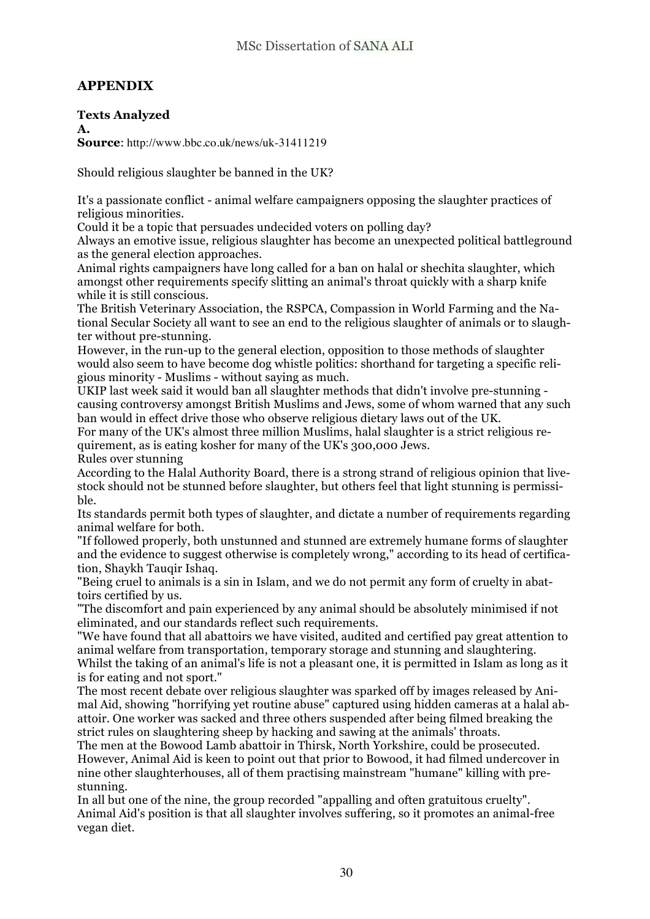## APPENDIX

### Texts Analyzed

**A.**

**Source**: http://www.bbc.co.uk/news/uk-31411219

Should religious slaughter be banned in the UK?

It's a passionate conflict - animal welfare campaigners opposing the slaughter practices of religious minorities.

Could it be a topic that persuades undecided voters on polling day?

Always an emotive issue, religious slaughter has become an unexpected political battleground as the general election approaches.

Animal rights campaigners have long called for a ban on halal or shechita slaughter, which amongst other requirements specify slitting an animal's throat quickly with a sharp knife while it is still conscious.

The British Veterinary Association, the RSPCA, Compassion in World Farming and the National Secular Society all want to see an end to the religious slaughter of animals or to slaughter without pre-stunning.

However, in the run-up to the general election, opposition to those methods of slaughter would also seem to have become dog whistle politics: shorthand for targeting a specific religious minority - Muslims - without saying as much.

UKIP last week said it would ban all slaughter methods that didn't involve pre-stunning - causing controversy amongst British Muslims and Jews, some of whom warned that any such ban would in effect drive those who observe religious dietary laws out of the UK.

For many of the UK's almost three million Muslims, halal slaughter is a strict religious requirement, as is eating kosher for many of the UK's 300,000 Jews.

Rules over stunning

According to the Halal Authority Board, there is a strong strand of religious opinion that livestock should not be stunned before slaughter, but others feel that light stunning is permissible.

Its standards permit both types of slaughter, and dictate a number of requirements regarding animal welfare for both.

"If followed properly, both unstunned and stunned are extremely humane forms of slaughter and the evidence to suggest otherwise is completely wrong," according to its head of certification, Shaykh Tauqir Ishaq.

"Being cruel to animals is a sin in Islam, and we do not permit any form of cruelty in abattoirs certified by us.

"The discomfort and pain experienced by any animal should be absolutely minimised if not eliminated, and our standards reflect such requirements.

"We have found that all abattoirs we have visited, audited and certified pay great attention to animal welfare from transportation, temporary storage and stunning and slaughtering. Whilst the taking of an animal's life is not a pleasant one, it is permitted in Islam as long as it is for eating and not sport."

The most recent debate over religious slaughter was sparked off by images released by Animal Aid, showing "horrifying yet routine abuse" captured using hidden cameras at a halal abattoir. One worker was sacked and three others suspended after being filmed breaking the strict rules on slaughtering sheep by hacking and sawing at the animals' throats.

The men at the Bowood Lamb abattoir in Thirsk, North Yorkshire, could be prosecuted. However, Animal Aid is keen to point out that prior to Bowood, it had filmed undercover in nine other slaughterhouses, all of them practising mainstream "humane" killing with pre-stunning.

In all but one of the nine, the group recorded "appalling and often gratuitous cruelty". Animal Aid's position is that all slaughter involves suffering, so it promotes an animal-free vegan diet.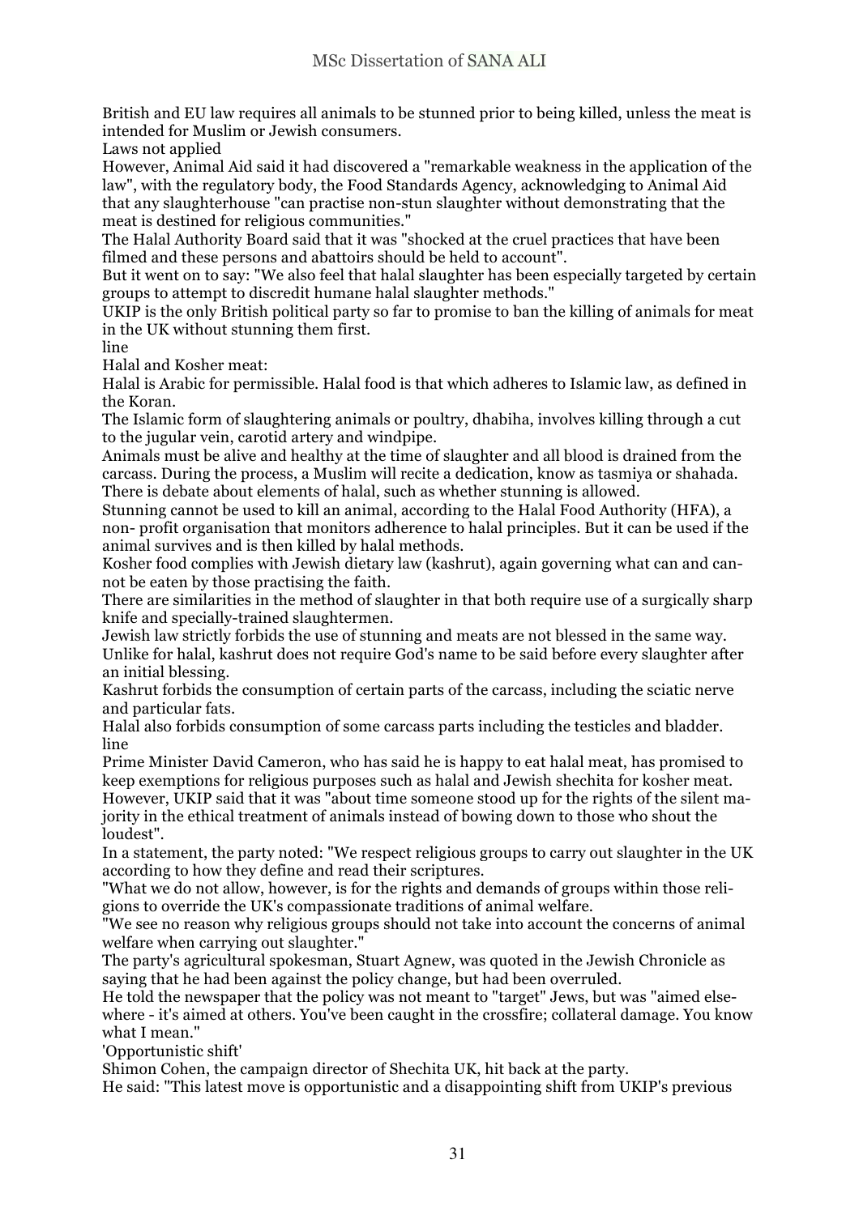British and EU law requires all animals to be stunned prior to being killed, unless the meat is intended for Muslim or Jewish consumers.

Laws not applied

However, Animal Aid said it had discovered a "remarkable weakness in the application of the law", with the regulatory body, the Food Standards Agency, acknowledging to Animal Aid that any slaughterhouse "can practise non-stun slaughter without demonstrating that the meat is destined for religious communities."

The Halal Authority Board said that it was "shocked at the cruel practices that have been filmed and these persons and abattoirs should be held to account".

But it went on to say: "We also feel that halal slaughter has been especially targeted by certain groups to attempt to discredit humane halal slaughter methods."

UKIP is the only British political party so far to promise to ban the killing of animals for meat in the UK without stunning them first.

line

Halal and Kosher meat:

Halal is Arabic for permissible. Halal food is that which adheres to Islamic law, as defined in the Koran.

The Islamic form of slaughtering animals or poultry, dhabiha, involves killing through a cut to the jugular vein, carotid artery and windpipe.

Animals must be alive and healthy at the time of slaughter and all blood is drained from the carcass. During the process, a Muslim will recite a dedication, know as tasmiya or shahada.

There is debate about elements of halal, such as whether stunning is allowed.

Stunning cannot be used to kill an animal, according to the Halal Food Authority (HFA), a non- profit organisation that monitors adherence to halal principles. But it can be used if the animal survives and is then killed by halal methods.

Kosher food complies with Jewish dietary law (kashrut), again governing what can and cannot be eaten by those practising the faith.

There are similarities in the method of slaughter in that both require use of a surgically sharp knife and specially-trained slaughtermen.

Jewish law strictly forbids the use of stunning and meats are not blessed in the same way.

Unlike for halal, kashrut does not require God's name to be said before every slaughter after an initial blessing.

Kashrut forbids the consumption of certain parts of the carcass, including the sciatic nerve and particular fats.

Halal also forbids consumption of some carcass parts including the testicles and bladder.

line

Prime Minister David Cameron, who has said he is happy to eat halal meat, has promised to keep exemptions for religious purposes such as halal and Jewish shechita for kosher meat.

However, UKIP said that it was "about time someone stood up for the rights of the silent majority in the ethical treatment of animals instead of bowing down to those who shout the loudest".

In a statement, the party noted: "We respect religious groups to carry out slaughter in the UK according to how they define and read their scriptures.

"What we do not allow, however, is for the rights and demands of groups within those religions to override the UK's compassionate traditions of animal welfare.

"We see no reason why religious groups should not take into account the concerns of animal welfare when carrying out slaughter."

The party's agricultural spokesman, Stuart Agnew, was quoted in the Jewish Chronicle as saying that he had been against the policy change, but had been overruled.

He told the newspaper that the policy was not meant to "target" Jews, but was "aimed elsewhere - it's aimed at others. You've been caught in the crossfire; collateral damage. You know what I mean."

'Opportunistic shift'

Shimon Cohen, the campaign director of Shechita UK, hit back at the party.

He said: "This latest move is opportunistic and a disappointing shift from UKIP's previous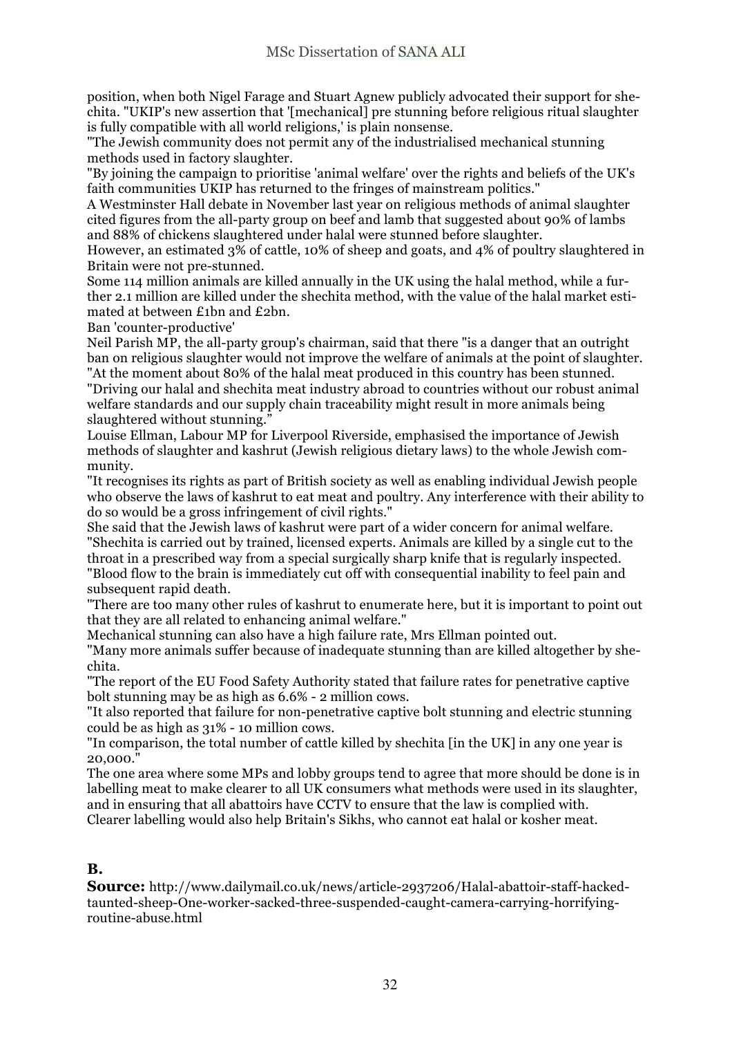position, when both Nigel Farage and Stuart Agnew publicly advocated their support for shechita. "UKIP's new assertion that '[mechanical] pre stunning before religious ritual slaughter is fully compatible with all world religions,' is plain nonsense.

"The Jewish community does not permit any of the industrialised mechanical stunning methods used in factory slaughter.

"By joining the campaign to prioritise 'animal welfare' over the rights and beliefs of the UK's faith communities UKIP has returned to the fringes of mainstream politics."

A Westminster Hall debate in November last year on religious methods of animal slaughter cited figures from the all-party group on beef and lamb that suggested about 90% of lambs and 88% of chickens slaughtered under halal were stunned before slaughter.

However, an estimated 3% of cattle, 10% of sheep and goats, and 4% of poultry slaughtered in Britain were not pre-stunned.

Some 114 million animals are killed annually in the UK using the halal method, while a further 2.1 million are killed under the shechita method, with the value of the halal market estimated at between £1bn and £2bn.

Ban 'counter-productive'

Neil Parish MP, the all-party group's chairman, said that there "is a danger that an outright ban on religious slaughter would not improve the welfare of animals at the point of slaughter.

"At the moment about 80% of the halal meat produced in this country has been stunned.

"Driving our halal and shechita meat industry abroad to countries without our robust animal welfare standards and our supply chain traceability might result in more animals being slaughtered without stunning."

Louise Ellman, Labour MP for Liverpool Riverside, emphasised the importance of Jewish methods of slaughter and kashrut (Jewish religious dietary laws) to the whole Jewish community.

"It recognises its rights as part of British society as well as enabling individual Jewish people who observe the laws of kashrut to eat meat and poultry. Any interference with their ability to do so would be a gross infringement of civil rights."

She said that the Jewish laws of kashrut were part of a wider concern for animal welfare.

"Shechita is carried out by trained, licensed experts. Animals are killed by a single cut to the throat in a prescribed way from a special surgically sharp knife that is regularly inspected.

"Blood flow to the brain is immediately cut off with consequential inability to feel pain and subsequent rapid death.

"There are too many other rules of kashrut to enumerate here, but it is important to point out that they are all related to enhancing animal welfare."

Mechanical stunning can also have a high failure rate, Mrs Ellman pointed out.

"Many more animals suffer because of inadequate stunning than are killed altogether by shechita.

"The report of the EU Food Safety Authority stated that failure rates for penetrative captive bolt stunning may be as high as 6.6% - 2 million cows.

"It also reported that failure for non-penetrative captive bolt stunning and electric stunning could be as high as 31% - 10 million cows.

"In comparison, the total number of cattle killed by shechita [in the UK] in any one year is 20,000."

The one area where some MPs and lobby groups tend to agree that more should be done is in labelling meat to make clearer to all UK consumers what methods were used in its slaughter, and in ensuring that all abattoirs have CCTV to ensure that the law is complied with.

Clearer labelling would also help Britain's Sikhs, who cannot eat halal or kosher meat.

## B.

**Source:** http://www.dailymail.co.uk/news/article-2937206/Halal-abattoir-staff-hacked-taunted-sheep-One-worker-sacked-three-suspended-caught-camera-carrying-horrifying-routine-abuse.html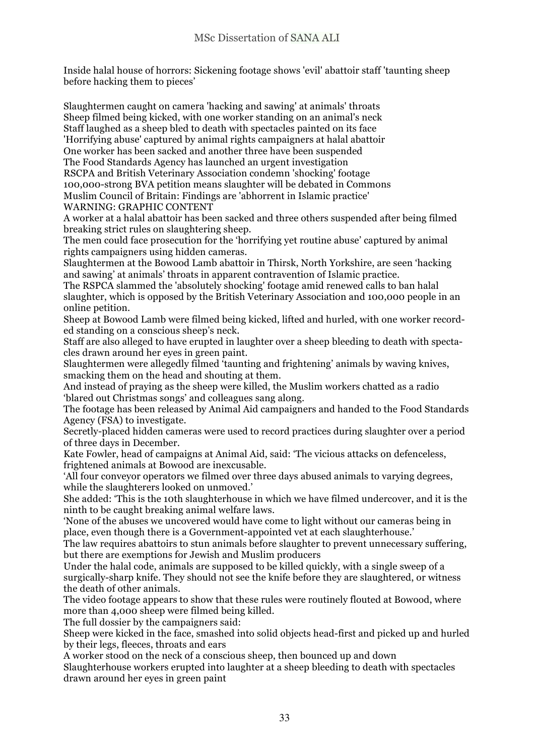Inside halal house of horrors: Sickening footage shows 'evil' abattoir staff 'taunting sheep before hacking them to pieces'

Slaughtermen caught on camera 'hacking and sawing' at animals' throats
Sheep filmed being kicked, with one worker standing on an animal's neck
Staff laughed as a sheep bled to death with spectacles painted on its face
'Horrifying abuse' captured by animal rights campaigners at halal abattoir
One worker has been sacked and another three have been suspended
The Food Standards Agency has launched an urgent investigation
RSCPA and British Veterinary Association condemn 'shocking' footage
100,000-strong BVA petition means slaughter will be debated in Commons
Muslim Council of Britain: Findings are 'abhorrent in Islamic practice'
WARNING: GRAPHIC CONTENT

A worker at a halal abattoir has been sacked and three others suspended after being filmed breaking strict rules on slaughtering sheep.

The men could face prosecution for the 'horrifying yet routine abuse' captured by animal rights campaigners using hidden cameras.

Slaughtermen at the Bowood Lamb abattoir in Thirsk, North Yorkshire, are seen 'hacking and sawing' at animals' throats in apparent contravention of Islamic practice.

The RSPCA slammed the 'absolutely shocking' footage amid renewed calls to ban halal slaughter, which is opposed by the British Veterinary Association and 100,000 people in an online petition.

Sheep at Bowood Lamb were filmed being kicked, lifted and hurled, with one worker recorded standing on a conscious sheep's neck.

Staff are also alleged to have erupted in laughter over a sheep bleeding to death with spectacles drawn around her eyes in green paint.

Slaughtermen were allegedly filmed 'taunting and frightening' animals by waving knives, smacking them on the head and shouting at them.

And instead of praying as the sheep were killed, the Muslim workers chatted as a radio 'blared out Christmas songs' and colleagues sang along.

The footage has been released by Animal Aid campaigners and handed to the Food Standards Agency (FSA) to investigate.

Secretly-placed hidden cameras were used to record practices during slaughter over a period of three days in December.

Kate Fowler, head of campaigns at Animal Aid, said: 'The vicious attacks on defenceless, frightened animals at Bowood are inexcusable.

'All four conveyor operators we filmed over three days abused animals to varying degrees, while the slaughterers looked on unmoved.'

She added: 'This is the 10th slaughterhouse in which we have filmed undercover, and it is the ninth to be caught breaking animal welfare laws.

'None of the abuses we uncovered would have come to light without our cameras being in place, even though there is a Government-appointed vet at each slaughterhouse.'

The law requires abattoirs to stun animals before slaughter to prevent unnecessary suffering, but there are exemptions for Jewish and Muslim producers

Under the halal code, animals are supposed to be killed quickly, with a single sweep of a surgically-sharp knife. They should not see the knife before they are slaughtered, or witness the death of other animals.

The video footage appears to show that these rules were routinely flouted at Bowood, where more than 4,000 sheep were filmed being killed.

The full dossier by the campaigners said:

Sheep were kicked in the face, smashed into solid objects head-first and picked up and hurled by their legs, fleeces, throats and ears

A worker stood on the neck of a conscious sheep, then bounced up and down

Slaughterhouse workers erupted into laughter at a sheep bleeding to death with spectacles drawn around her eyes in green paint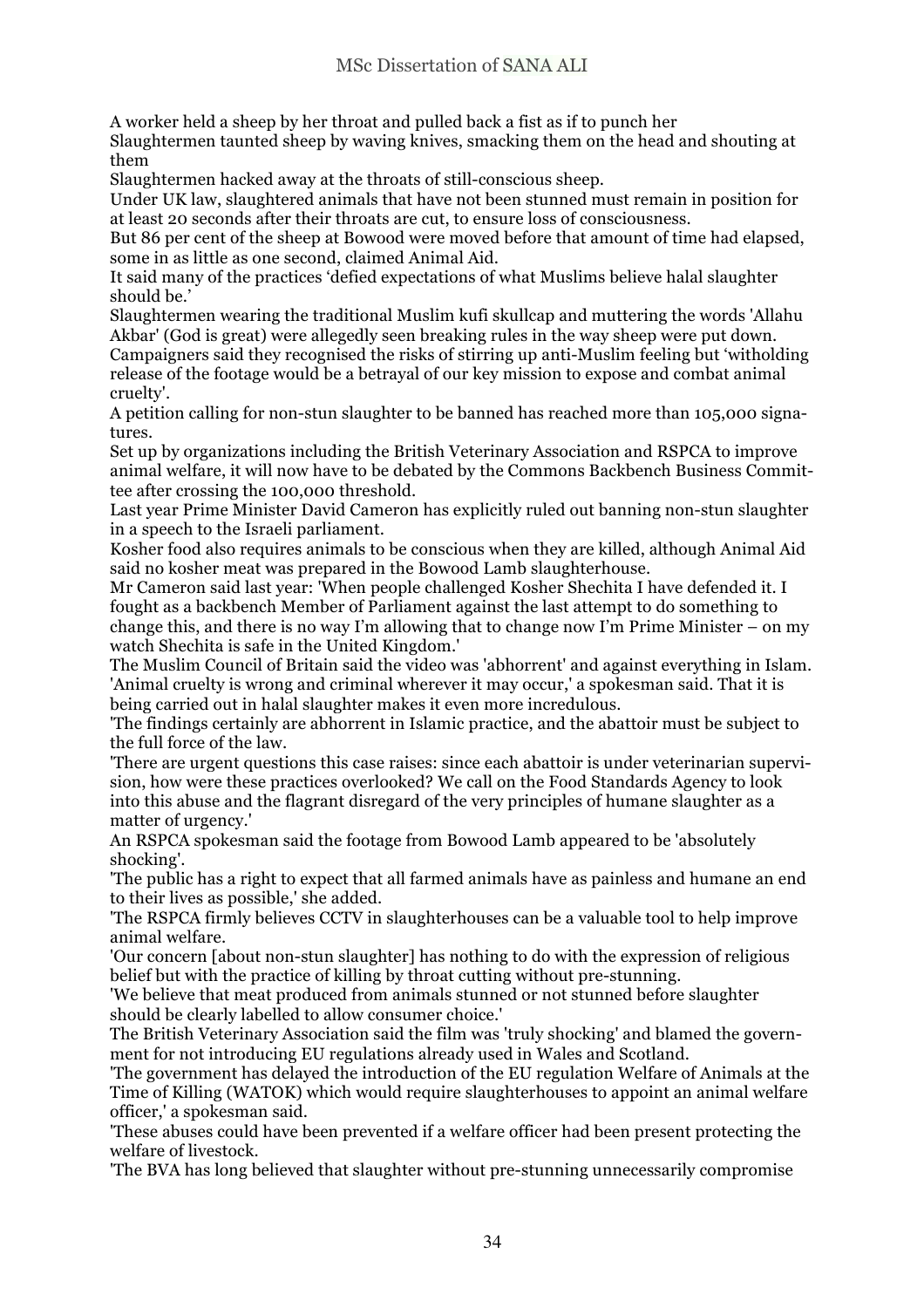A worker held a sheep by her throat and pulled back a fist as if to punch her

Slaughtermen taunted sheep by waving knives, smacking them on the head and shouting at them

Slaughtermen hacked away at the throats of still-conscious sheep.

Under UK law, slaughtered animals that have not been stunned must remain in position for at least 20 seconds after their throats are cut, to ensure loss of consciousness.

But 86 per cent of the sheep at Bowood were moved before that amount of time had elapsed, some in as little as one second, claimed Animal Aid.

It said many of the practices 'defied expectations of what Muslims believe halal slaughter should be.'

Slaughtermen wearing the traditional Muslim kufi skullcap and muttering the words 'Allahu Akbar' (God is great) were allegedly seen breaking rules in the way sheep were put down.

Campaigners said they recognised the risks of stirring up anti-Muslim feeling but 'witholding release of the footage would be a betrayal of our key mission to expose and combat animal cruelty'.

A petition calling for non-stun slaughter to be banned has reached more than 105,000 signatures.

Set up by organizations including the British Veterinary Association and RSPCA to improve animal welfare, it will now have to be debated by the Commons Backbench Business Committee after crossing the 100,000 threshold.

Last year Prime Minister David Cameron has explicitly ruled out banning non-stun slaughter in a speech to the Israeli parliament.

Kosher food also requires animals to be conscious when they are killed, although Animal Aid said no kosher meat was prepared in the Bowood Lamb slaughterhouse.

Mr Cameron said last year: 'When people challenged Kosher Shechita I have defended it. I fought as a backbench Member of Parliament against the last attempt to do something to change this, and there is no way I'm allowing that to change now I'm Prime Minister – on my watch Shechita is safe in the United Kingdom.'

The Muslim Council of Britain said the video was 'abhorrent' and against everything in Islam. 'Animal cruelty is wrong and criminal wherever it may occur,' a spokesman said. That it is being carried out in halal slaughter makes it even more incredulous.

'The findings certainly are abhorrent in Islamic practice, and the abattoir must be subject to the full force of the law.

'There are urgent questions this case raises: since each abattoir is under veterinarian supervision, how were these practices overlooked? We call on the Food Standards Agency to look into this abuse and the flagrant disregard of the very principles of humane slaughter as a matter of urgency.'

An RSPCA spokesman said the footage from Bowood Lamb appeared to be 'absolutely shocking'.

'The public has a right to expect that all farmed animals have as painless and humane an end to their lives as possible,' she added.

'The RSPCA firmly believes CCTV in slaughterhouses can be a valuable tool to help improve animal welfare.

'Our concern [about non-stun slaughter] has nothing to do with the expression of religious belief but with the practice of killing by throat cutting without pre-stunning.

'We believe that meat produced from animals stunned or not stunned before slaughter should be clearly labelled to allow consumer choice.'

The British Veterinary Association said the film was 'truly shocking' and blamed the government for not introducing EU regulations already used in Wales and Scotland.

'The government has delayed the introduction of the EU regulation Welfare of Animals at the Time of Killing (WATOK) which would require slaughterhouses to appoint an animal welfare officer,' a spokesman said.

'These abuses could have been prevented if a welfare officer had been present protecting the welfare of livestock.

'The BVA has long believed that slaughter without pre-stunning unnecessarily compromise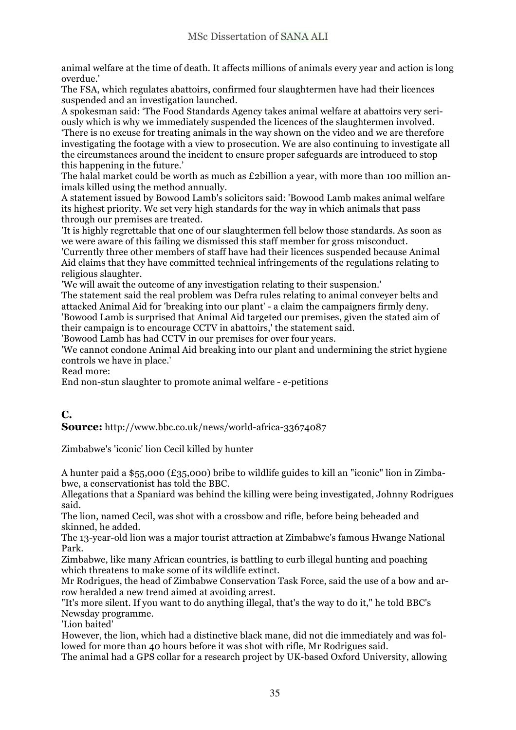animal welfare at the time of death. It affects millions of animals every year and action is long overdue.'

The FSA, which regulates abattoirs, confirmed four slaughtermen have had their licences suspended and an investigation launched.

A spokesman said: 'The Food Standards Agency takes animal welfare at abattoirs very seriously which is why we immediately suspended the licences of the slaughtermen involved.

'There is no excuse for treating animals in the way shown on the video and we are therefore investigating the footage with a view to prosecution. We are also continuing to investigate all the circumstances around the incident to ensure proper safeguards are introduced to stop this happening in the future.'

The halal market could be worth as much as £2billion a year, with more than 100 million animals killed using the method annually.

A statement issued by Bowood Lamb's solicitors said: 'Bowood Lamb makes animal welfare its highest priority. We set very high standards for the way in which animals that pass through our premises are treated.

'It is highly regrettable that one of our slaughtermen fell below those standards. As soon as we were aware of this failing we dismissed this staff member for gross misconduct.

'Currently three other members of staff have had their licences suspended because Animal Aid claims that they have committed technical infringements of the regulations relating to religious slaughter.

'We will await the outcome of any investigation relating to their suspension.'

The statement said the real problem was Defra rules relating to animal conveyer belts and attacked Animal Aid for 'breaking into our plant' - a claim the campaigners firmly deny.

'Bowood Lamb is surprised that Animal Aid targeted our premises, given the stated aim of their campaign is to encourage CCTV in abattoirs,' the statement said.

'Bowood Lamb has had CCTV in our premises for over four years.

'We cannot condone Animal Aid breaking into our plant and undermining the strict hygiene controls we have in place.'

Read more:

End non-stun slaughter to promote animal welfare - e-petitions

## C.

**Source:** http://www.bbc.co.uk/news/world-africa-33674087

Zimbabwe's 'iconic' lion Cecil killed by hunter

A hunter paid a $55,000 (£35,000) bribe to wildlife guides to kill an "iconic" lion in Zimbabwe, a conservationist has told the BBC.

Allegations that a Spaniard was behind the killing were being investigated, Johnny Rodrigues said.

The lion, named Cecil, was shot with a crossbow and rifle, before being beheaded and skinned, he added.

The 13-year-old lion was a major tourist attraction at Zimbabwe's famous Hwange National Park.

Zimbabwe, like many African countries, is battling to curb illegal hunting and poaching which threatens to make some of its wildlife extinct.

Mr Rodrigues, the head of Zimbabwe Conservation Task Force, said the use of a bow and arrow heralded a new trend aimed at avoiding arrest.

"It's more silent. If you want to do anything illegal, that's the way to do it," he told BBC's Newsday programme.

'Lion baited'

However, the lion, which had a distinctive black mane, did not die immediately and was followed for more than 40 hours before it was shot with rifle, Mr Rodrigues said.

The animal had a GPS collar for a research project by UK-based Oxford University, allowing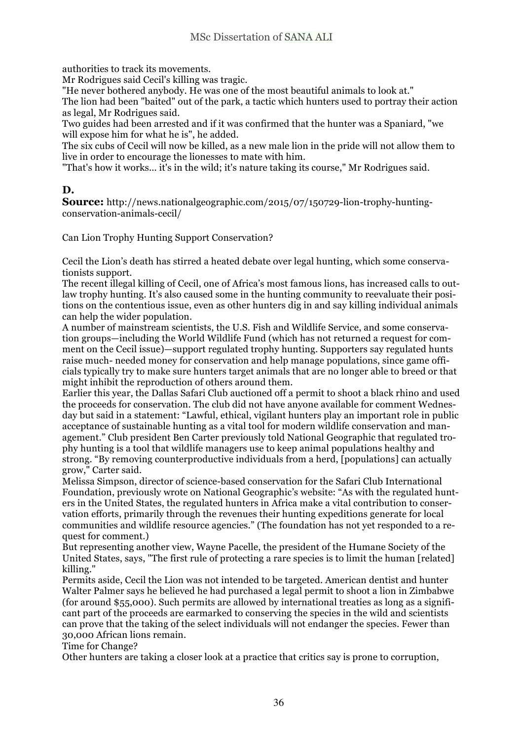authorities to track its movements.

Mr Rodrigues said Cecil's killing was tragic.

"He never bothered anybody. He was one of the most beautiful animals to look at."

The lion had been "baited" out of the park, a tactic which hunters used to portray their action as legal, Mr Rodrigues said.

Two guides had been arrested and if it was confirmed that the hunter was a Spaniard, "we will expose him for what he is", he added.

The six cubs of Cecil will now be killed, as a new male lion in the pride will not allow them to live in order to encourage the lionesses to mate with him.

"That's how it works... it's in the wild; it's nature taking its course," Mr Rodrigues said.

## D.

**Source:** http://news.nationalgeographic.com/2015/07/150729-lion-trophy-hunting-conservation-animals-cecil/

Can Lion Trophy Hunting Support Conservation?

Cecil the Lion's death has stirred a heated debate over legal hunting, which some conservationists support.

The recent illegal killing of Cecil, one of Africa's most famous lions, has increased calls to outlaw trophy hunting. It's also caused some in the hunting community to reevaluate their positions on the contentious issue, even as other hunters dig in and say killing individual animals can help the wider population.

A number of mainstream scientists, the U.S. Fish and Wildlife Service, and some conservation groups—including the World Wildlife Fund (which has not returned a request for comment on the Cecil issue)—support regulated trophy hunting. Supporters say regulated hunts raise much- needed money for conservation and help manage populations, since game officials typically try to make sure hunters target animals that are no longer able to breed or that might inhibit the reproduction of others around them.

Earlier this year, the Dallas Safari Club auctioned off a permit to shoot a black rhino and used the proceeds for conservation. The club did not have anyone available for comment Wednesday but said in a statement: "Lawful, ethical, vigilant hunters play an important role in public acceptance of sustainable hunting as a vital tool for modern wildlife conservation and management." Club president Ben Carter previously told National Geographic that regulated trophy hunting is a tool that wildlife managers use to keep animal populations healthy and strong. "By removing counterproductive individuals from a herd, [populations] can actually grow," Carter said.

Melissa Simpson, director of science-based conservation for the Safari Club International Foundation, previously wrote on National Geographic's website: "As with the regulated hunters in the United States, the regulated hunters in Africa make a vital contribution to conservation efforts, primarily through the revenues their hunting expeditions generate for local communities and wildlife resource agencies." (The foundation has not yet responded to a request for comment.)

But representing another view, Wayne Pacelle, the president of the Humane Society of the United States, says, "The first rule of protecting a rare species is to limit the human [related] killing."

Permits aside, Cecil the Lion was not intended to be targeted. American dentist and hunter Walter Palmer says he believed he had purchased a legal permit to shoot a lion in Zimbabwe (for around $55,000). Such permits are allowed by international treaties as long as a significant part of the proceeds are earmarked to conserving the species in the wild and scientists can prove that the taking of the select individuals will not endanger the species. Fewer than 30,000 African lions remain.

Time for Change?

Other hunters are taking a closer look at a practice that critics say is prone to corruption,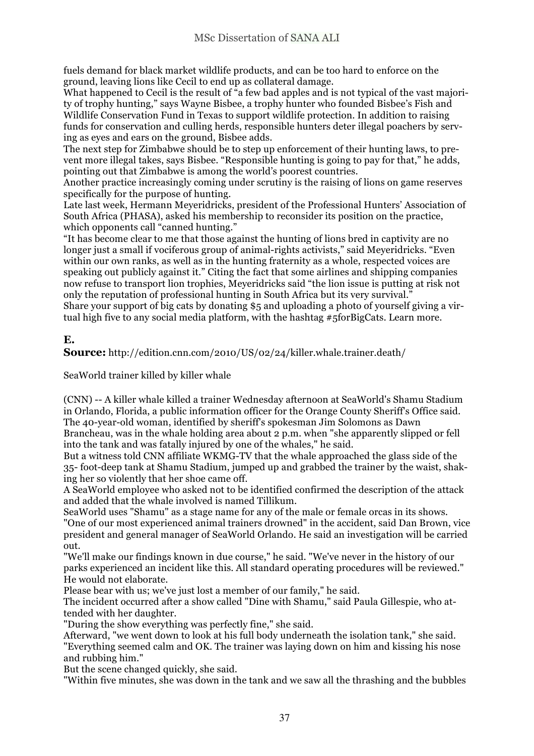fuels demand for black market wildlife products, and can be too hard to enforce on the ground, leaving lions like Cecil to end up as collateral damage.

What happened to Cecil is the result of "a few bad apples and is not typical of the vast majority of trophy hunting," says Wayne Bisbee, a trophy hunter who founded Bisbee's Fish and Wildlife Conservation Fund in Texas to support wildlife protection. In addition to raising funds for conservation and culling herds, responsible hunters deter illegal poachers by serving as eyes and ears on the ground, Bisbee adds.

The next step for Zimbabwe should be to step up enforcement of their hunting laws, to prevent more illegal takes, says Bisbee. "Responsible hunting is going to pay for that," he adds, pointing out that Zimbabwe is among the world's poorest countries.

Another practice increasingly coming under scrutiny is the raising of lions on game reserves specifically for the purpose of hunting.

Late last week, Hermann Meyeridricks, president of the Professional Hunters' Association of South Africa (PHASA), asked his membership to reconsider its position on the practice, which opponents call "canned hunting."

"It has become clear to me that those against the hunting of lions bred in captivity are no longer just a small if vociferous group of animal-rights activists," said Meyeridricks. "Even within our own ranks, as well as in the hunting fraternity as a whole, respected voices are speaking out publicly against it." Citing the fact that some airlines and shipping companies now refuse to transport lion trophies, Meyeridricks said "the lion issue is putting at risk not only the reputation of professional hunting in South Africa but its very survival."

Share your support of big cats by donating $5 and uploading a photo of yourself giving a virtual high five to any social media platform, with the hashtag #5forBigCats. Learn more.

## E.

**Source:** http://edition.cnn.com/2010/US/02/24/killer.whale.trainer.death/

SeaWorld trainer killed by killer whale

(CNN) -- A killer whale killed a trainer Wednesday afternoon at SeaWorld's Shamu Stadium in Orlando, Florida, a public information officer for the Orange County Sheriff's Office said. The 40-year-old woman, identified by sheriff's spokesman Jim Solomons as Dawn Brancheau, was in the whale holding area about 2 p.m. when "she apparently slipped or fell into the tank and was fatally injured by one of the whales," he said.

But a witness told CNN affiliate WKMG-TV that the whale approached the glass side of the 35- foot-deep tank at Shamu Stadium, jumped up and grabbed the trainer by the waist, shaking her so violently that her shoe came off.

A SeaWorld employee who asked not to be identified confirmed the description of the attack and added that the whale involved is named Tillikum.

SeaWorld uses "Shamu" as a stage name for any of the male or female orcas in its shows.

"One of our most experienced animal trainers drowned" in the accident, said Dan Brown, vice president and general manager of SeaWorld Orlando. He said an investigation will be carried out.

"We'll make our findings known in due course," he said. "We've never in the history of our parks experienced an incident like this. All standard operating procedures will be reviewed." He would not elaborate.

Please bear with us; we've just lost a member of our family," he said.

The incident occurred after a show called "Dine with Shamu," said Paula Gillespie, who attended with her daughter.

"During the show everything was perfectly fine," she said.

Afterward, "we went down to look at his full body underneath the isolation tank," she said. "Everything seemed calm and OK. The trainer was laying down on him and kissing his nose and rubbing him."

But the scene changed quickly, she said.

"Within five minutes, she was down in the tank and we saw all the thrashing and the bubbles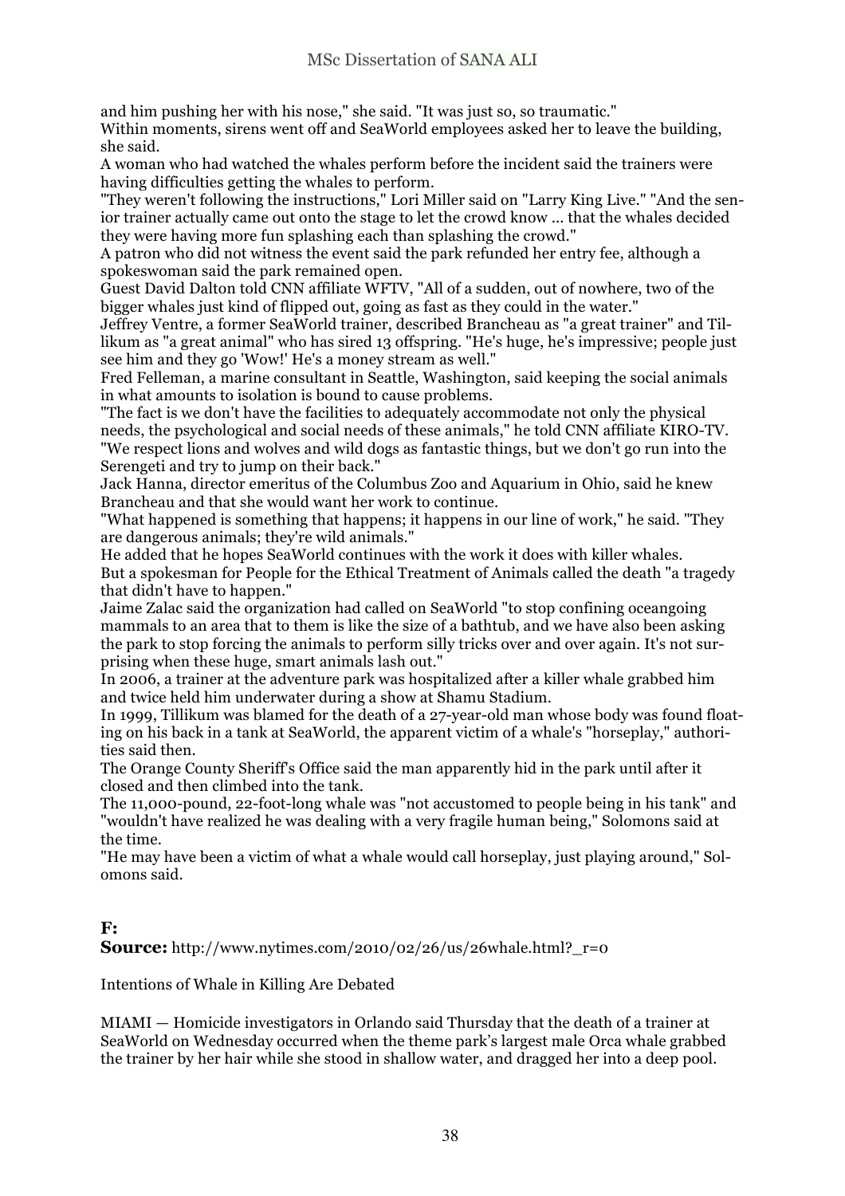and him pushing her with his nose," she said. "It was just so, so traumatic."

Within moments, sirens went off and SeaWorld employees asked her to leave the building, she said.

A woman who had watched the whales perform before the incident said the trainers were having difficulties getting the whales to perform.

"They weren't following the instructions," Lori Miller said on "Larry King Live." "And the senior trainer actually came out onto the stage to let the crowd know ... that the whales decided they were having more fun splashing each than splashing the crowd."

A patron who did not witness the event said the park refunded her entry fee, although a spokeswoman said the park remained open.

Guest David Dalton told CNN affiliate WFTV, "All of a sudden, out of nowhere, two of the bigger whales just kind of flipped out, going as fast as they could in the water."

Jeffrey Ventre, a former SeaWorld trainer, described Brancheau as "a great trainer" and Tillikum as "a great animal" who has sired 13 offspring. "He's huge, he's impressive; people just see him and they go 'Wow!' He's a money stream as well."

Fred Felleman, a marine consultant in Seattle, Washington, said keeping the social animals in what amounts to isolation is bound to cause problems.

"The fact is we don't have the facilities to adequately accommodate not only the physical needs, the psychological and social needs of these animals," he told CNN affiliate KIRO-TV.

"We respect lions and wolves and wild dogs as fantastic things, but we don't go run into the Serengeti and try to jump on their back."

Jack Hanna, director emeritus of the Columbus Zoo and Aquarium in Ohio, said he knew Brancheau and that she would want her work to continue.

"What happened is something that happens; it happens in our line of work," he said. "They are dangerous animals; they're wild animals."

He added that he hopes SeaWorld continues with the work it does with killer whales.

But a spokesman for People for the Ethical Treatment of Animals called the death "a tragedy that didn't have to happen."

Jaime Zalac said the organization had called on SeaWorld "to stop confining oceangoing mammals to an area that to them is like the size of a bathtub, and we have also been asking the park to stop forcing the animals to perform silly tricks over and over again. It's not surprising when these huge, smart animals lash out."

In 2006, a trainer at the adventure park was hospitalized after a killer whale grabbed him and twice held him underwater during a show at Shamu Stadium.

In 1999, Tillikum was blamed for the death of a 27-year-old man whose body was found floating on his back in a tank at SeaWorld, the apparent victim of a whale's "horseplay," authorities said then.

The Orange County Sheriff's Office said the man apparently hid in the park until after it closed and then climbed into the tank.

The 11,000-pound, 22-foot-long whale was "not accustomed to people being in his tank" and "wouldn't have realized he was dealing with a very fragile human being," Solomons said at the time.

"He may have been a victim of what a whale would call horseplay, just playing around," Solomons said.

## F:

**Source:** http://www.nytimes.com/2010/02/26/us/26whale.html?_r=0

Intentions of Whale in Killing Are Debated

MIAMI — Homicide investigators in Orlando said Thursday that the death of a trainer at SeaWorld on Wednesday occurred when the theme park's largest male Orca whale grabbed the trainer by her hair while she stood in shallow water, and dragged her into a deep pool.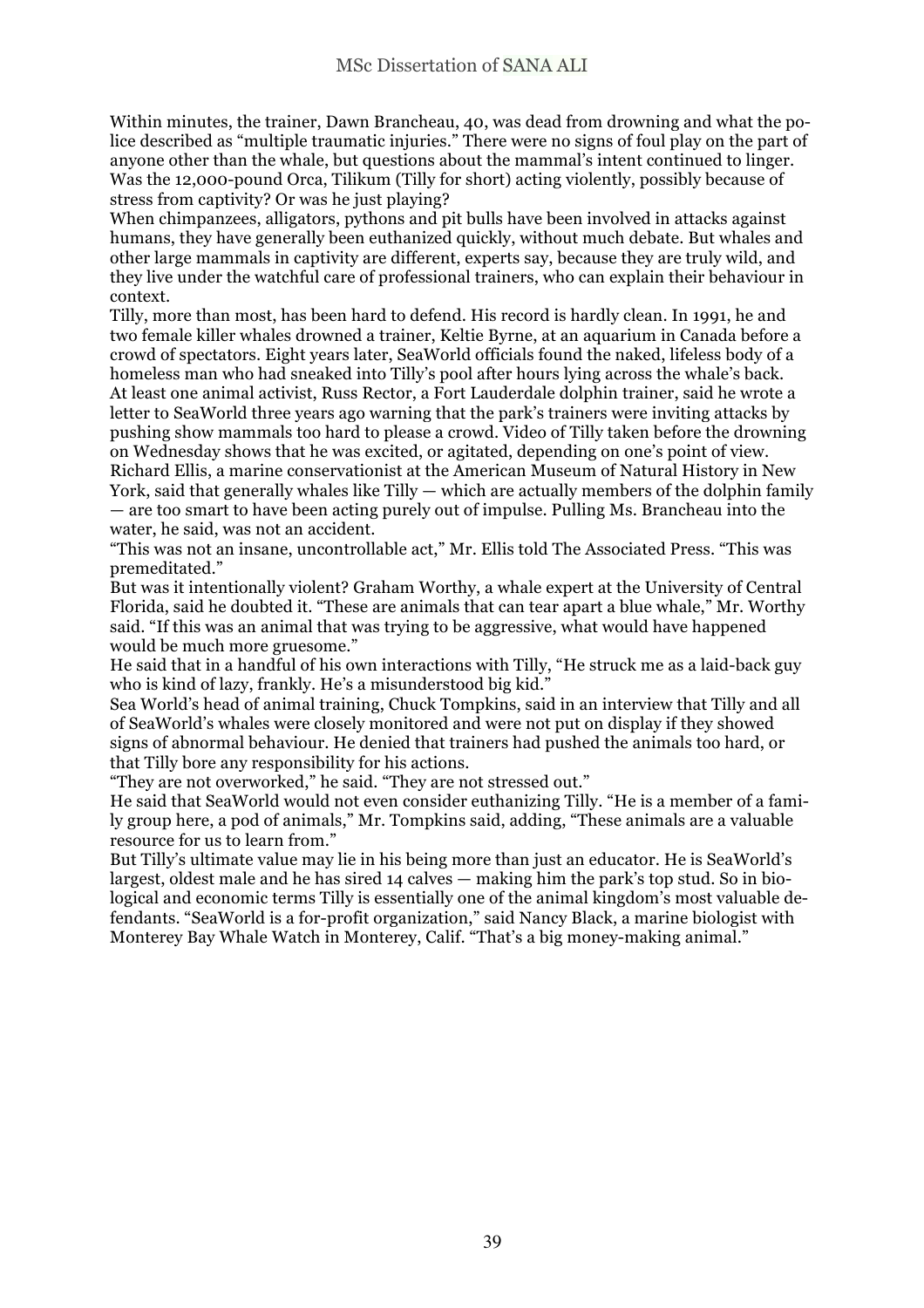Within minutes, the trainer, Dawn Brancheau, 40, was dead from drowning and what the police described as "multiple traumatic injuries." There were no signs of foul play on the part of anyone other than the whale, but questions about the mammal's intent continued to linger. Was the 12,000-pound Orca, Tilikum (Tilly for short) acting violently, possibly because of stress from captivity? Or was he just playing?

When chimpanzees, alligators, pythons and pit bulls have been involved in attacks against humans, they have generally been euthanized quickly, without much debate. But whales and other large mammals in captivity are different, experts say, because they are truly wild, and they live under the watchful care of professional trainers, who can explain their behaviour in context.

Tilly, more than most, has been hard to defend. His record is hardly clean. In 1991, he and two female killer whales drowned a trainer, Keltie Byrne, at an aquarium in Canada before a crowd of spectators. Eight years later, SeaWorld officials found the naked, lifeless body of a homeless man who had sneaked into Tilly's pool after hours lying across the whale's back.

At least one animal activist, Russ Rector, a Fort Lauderdale dolphin trainer, said he wrote a letter to SeaWorld three years ago warning that the park's trainers were inviting attacks by pushing show mammals too hard to please a crowd. Video of Tilly taken before the drowning on Wednesday shows that he was excited, or agitated, depending on one's point of view.

Richard Ellis, a marine conservationist at the American Museum of Natural History in New York, said that generally whales like Tilly — which are actually members of the dolphin family — are too smart to have been acting purely out of impulse. Pulling Ms. Brancheau into the water, he said, was not an accident.

"This was not an insane, uncontrollable act," Mr. Ellis told The Associated Press. "This was premeditated."

But was it intentionally violent? Graham Worthy, a whale expert at the University of Central Florida, said he doubted it. "These are animals that can tear apart a blue whale," Mr. Worthy said. "If this was an animal that was trying to be aggressive, what would have happened would be much more gruesome."

He said that in a handful of his own interactions with Tilly, "He struck me as a laid-back guy who is kind of lazy, frankly. He's a misunderstood big kid."

Sea World's head of animal training, Chuck Tompkins, said in an interview that Tilly and all of SeaWorld's whales were closely monitored and were not put on display if they showed signs of abnormal behaviour. He denied that trainers had pushed the animals too hard, or that Tilly bore any responsibility for his actions.

"They are not overworked," he said. "They are not stressed out."

He said that SeaWorld would not even consider euthanizing Tilly. "He is a member of a family group here, a pod of animals," Mr. Tompkins said, adding, "These animals are a valuable resource for us to learn from."

But Tilly's ultimate value may lie in his being more than just an educator. He is SeaWorld's largest, oldest male and he has sired 14 calves — making him the park's top stud. So in biological and economic terms Tilly is essentially one of the animal kingdom's most valuable defendants. "SeaWorld is a for-profit organization," said Nancy Black, a marine biologist with Monterey Bay Whale Watch in Monterey, Calif. "That's a big money-making animal."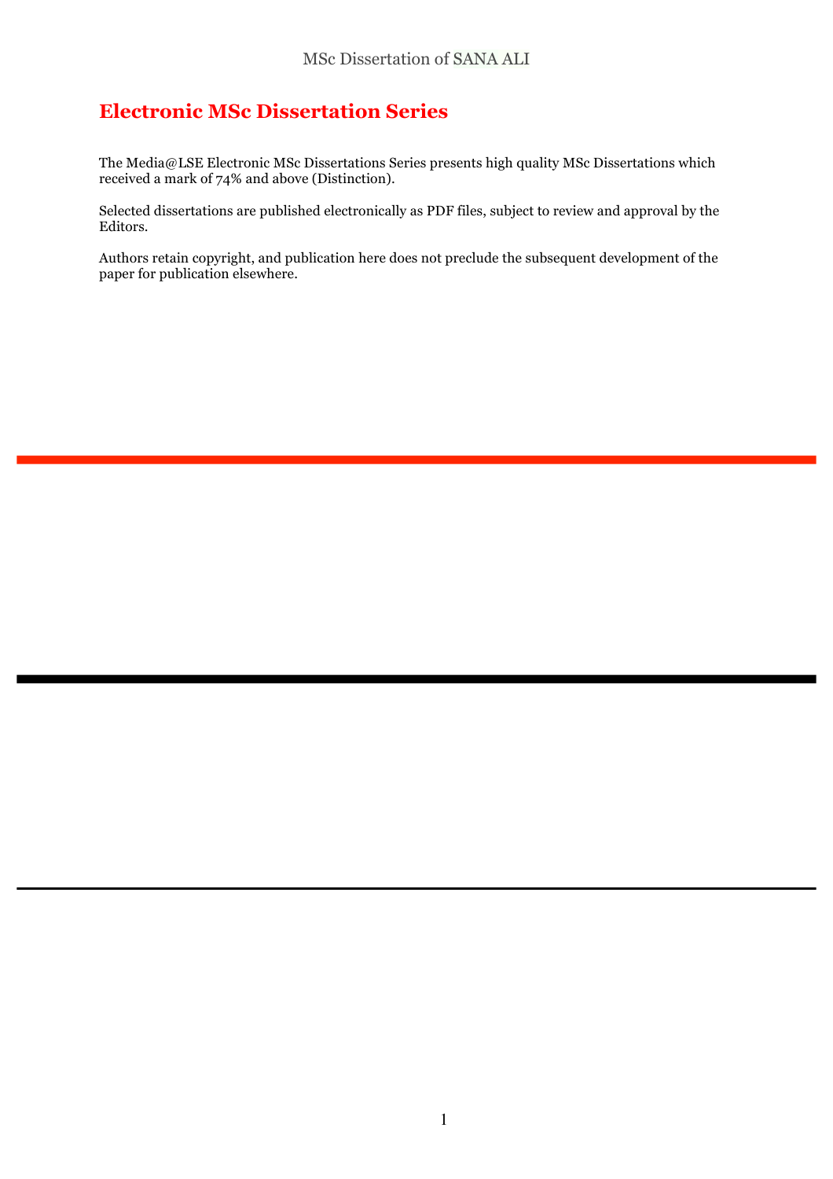## Electronic MSc Dissertation Series

The Media@LSE Electronic MSc Dissertations Series presents high quality MSc Dissertations which received a mark of 74% and above (Distinction).

Selected dissertations are published electronically as PDF files, subject to review and approval by the Editors.

Authors retain copyright, and publication here does not preclude the subsequent development of the paper for publication elsewhere.